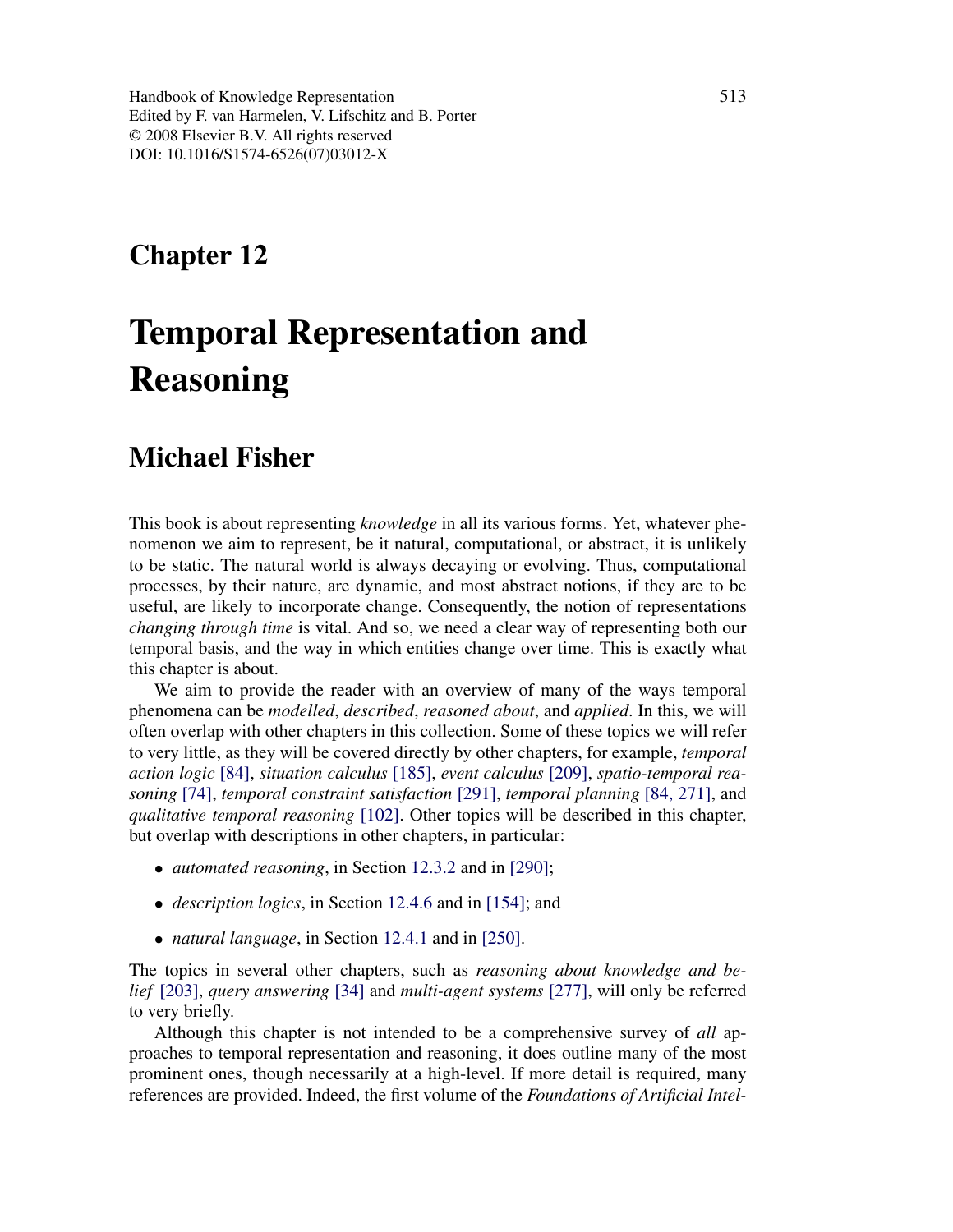Handbook of Knowledge Representation
Edited by F. van Harmelen, V. Lifschitz and B. Porter
© 2008 Elsevier B.V. All rights reserved
DOI: 10.1016/S1574-6526(07)03012-X

# Chapter 12

# Temporal Representation and Reasoning

## Michael Fisher

This book is about representing *knowledge* in all its various forms. Yet, whatever phenomenon we aim to represent, be it natural, computational, or abstract, it is unlikely to be static. The natural world is always decaying or evolving. Thus, computational processes, by their nature, are dynamic, and most abstract notions, if they are to be useful, are likely to incorporate change. Consequently, the notion of representations *changing through time* is vital. And so, we need a clear way of representing both our temporal basis, and the way in which entities change over time. This is exactly what this chapter is about.

We aim to provide the reader with an overview of many of the ways temporal phenomena can be *modelled*, *described*, *reasoned about*, and *applied*. In this, we will often overlap with other chapters in this collection. Some of these topics we will refer to very little, as they will be covered directly by other chapters, for example, *temporal action logic* [84], *situation calculus* [185], *event calculus* [209], *spatio-temporal reasoning* [74], *temporal constraint satisfaction* [291], *temporal planning* [84, 271], and *qualitative temporal reasoning* [102]. Other topics will be described in this chapter, but overlap with descriptions in other chapters, in particular:

- *automated reasoning*, in Section 12.3.2 and in [290];
- *description logics*, in Section 12.4.6 and in [154]; and
- *natural language*, in Section 12.4.1 and in [250].

The topics in several other chapters, such as *reasoning about knowledge and belief* [203], *query answering* [34] and *multi-agent systems* [277], will only be referred to very briefly.

Although this chapter is not intended to be a comprehensive survey of *all* approaches to temporal representation and reasoning, it does outline many of the most prominent ones, though necessarily at a high-level. If more detail is required, many references are provided. Indeed, the first volume of the *Foundations of Artificial Intel-*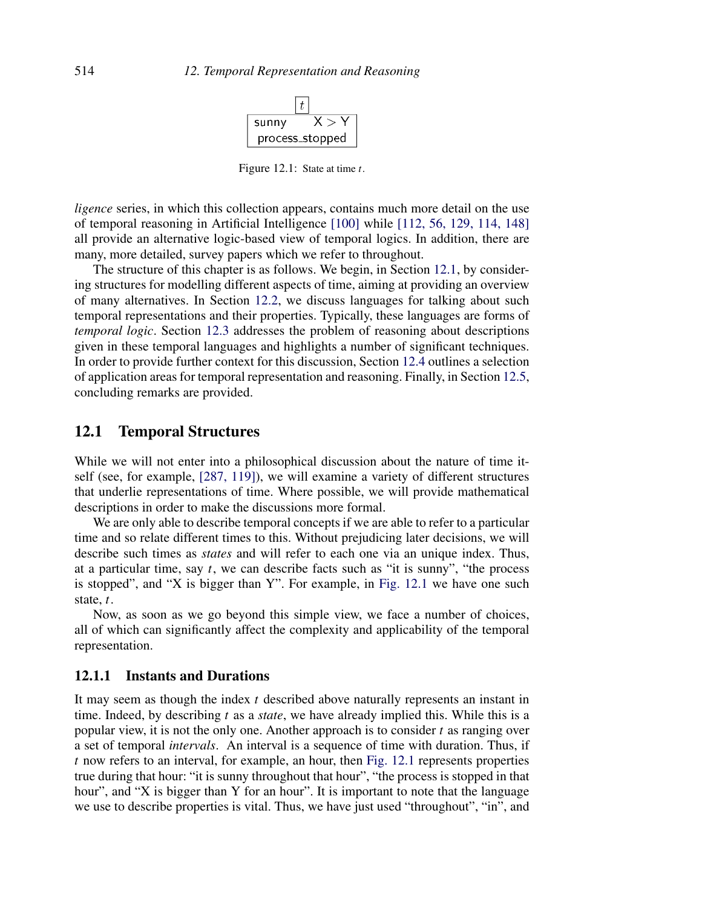| $t$ | |
|---|---|
| sunny | X > Y |
| process_stopped | |

Figure 12.1: State at time $t$.

*ligence* series, in which this collection appears, contains much more detail on the use of temporal reasoning in Artificial Intelligence [100] while [112, 56, 129, 114, 148] all provide an alternative logic-based view of temporal logics. In addition, there are many, more detailed, survey papers which we refer to throughout.

The structure of this chapter is as follows. We begin, in Section 12.1, by considering structures for modelling different aspects of time, aiming at providing an overview of many alternatives. In Section 12.2, we discuss languages for talking about such temporal representations and their properties. Typically, these languages are forms of *temporal logic*. Section 12.3 addresses the problem of reasoning about descriptions given in these temporal languages and highlights a number of significant techniques. In order to provide further context for this discussion, Section 12.4 outlines a selection of application areas for temporal representation and reasoning. Finally, in Section 12.5, concluding remarks are provided.

## 12.1 Temporal Structures

While we will not enter into a philosophical discussion about the nature of time itself (see, for example, [287, 119]), we will examine a variety of different structures that underlie representations of time. Where possible, we will provide mathematical descriptions in order to make the discussions more formal.

We are only able to describe temporal concepts if we are able to refer to a particular time and so relate different times to this. Without prejudicing later decisions, we will describe such times as *states* and will refer to each one via an unique index. Thus, at a particular time, say $t$, we can describe facts such as "it is sunny", "the process is stopped", and "X is bigger than Y". For example, in Fig. 12.1 we have one such state, $t$.

Now, as soon as we go beyond this simple view, we face a number of choices, all of which can significantly affect the complexity and applicability of the temporal representation.

### 12.1.1 Instants and Durations

It may seem as though the index $t$ described above naturally represents an instant in time. Indeed, by describing $t$ as a *state*, we have already implied this. While this is a popular view, it is not the only one. Another approach is to consider $t$ as ranging over a set of temporal *intervals*. An interval is a sequence of time with duration. Thus, if $t$ now refers to an interval, for example, an hour, then Fig. 12.1 represents properties true during that hour: "it is sunny throughout that hour", "the process is stopped in that hour", and "X is bigger than Y for an hour". It is important to note that the language we use to describe properties is vital. Thus, we have just used "throughout", "in", and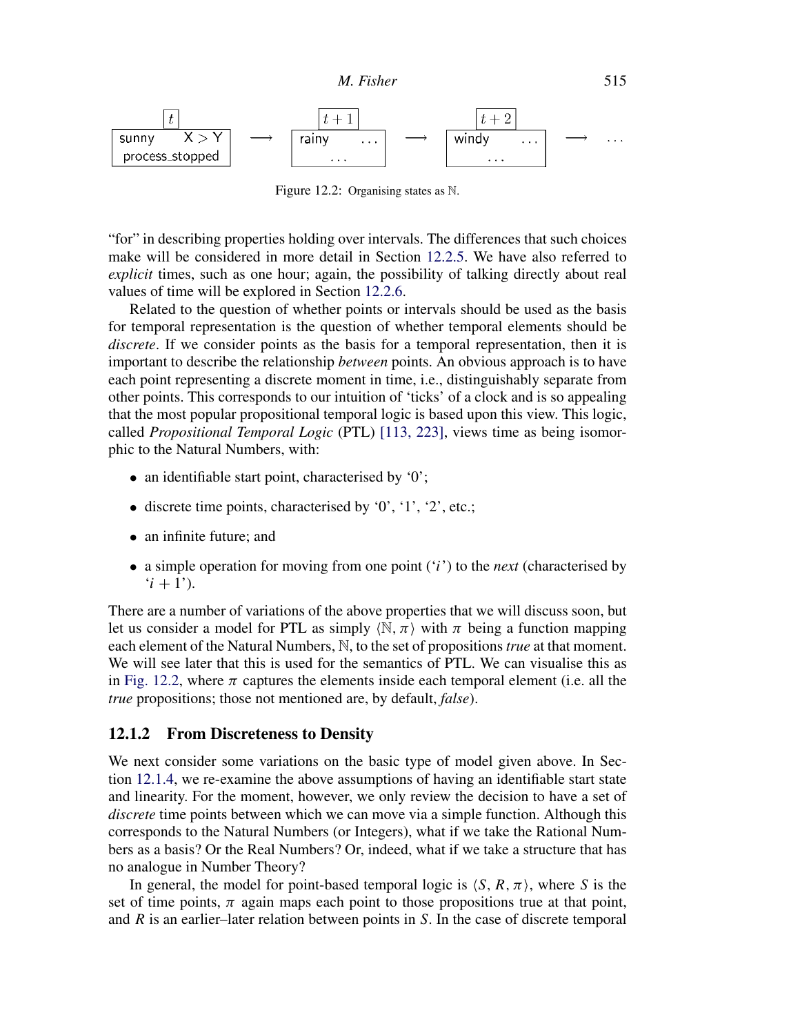| $t$ | | $t+1$ | | $t+2$ | | |
|---|---|---|---|---|---|---|
| sunny   X > Y<br>process_stopped | $\longrightarrow$ | rainy   ...<br>... | $\longrightarrow$ | windy   ...<br>... | $\longrightarrow$ | ... |

Figure 12.2: Organising states as $\mathbb{N}$.

"for" in describing properties holding over intervals. The differences that such choices make will be considered in more detail in Section 12.2.5. We have also referred to *explicit* times, such as one hour; again, the possibility of talking directly about real values of time will be explored in Section 12.2.6.

Related to the question of whether points or intervals should be used as the basis for temporal representation is the question of whether temporal elements should be *discrete*. If we consider points as the basis for a temporal representation, then it is important to describe the relationship *between* points. An obvious approach is to have each point representing a discrete moment in time, i.e., distinguishably separate from other points. This corresponds to our intuition of 'ticks' of a clock and is so appealing that the most popular propositional temporal logic is based upon this view. This logic, called *Propositional Temporal Logic* (PTL) [113, 223], views time as being isomorphic to the Natural Numbers, with:

- an identifiable start point, characterised by '0';
- discrete time points, characterised by '0', '1', '2', etc.;
- an infinite future; and
- a simple operation for moving from one point ('$i$') to the *next* (characterised by '$i+1$').

There are a number of variations of the above properties that we will discuss soon, but let us consider a model for PTL as simply $\langle \mathbb{N}, \pi \rangle$ with $\pi$ being a function mapping each element of the Natural Numbers, $\mathbb{N}$, to the set of propositions *true* at that moment. We will see later that this is used for the semantics of PTL. We can visualise this as in Fig. 12.2, where $\pi$ captures the elements inside each temporal element (i.e. all the *true* propositions; those not mentioned are, by default, *false*).

### 12.1.2 From Discreteness to Density

We next consider some variations on the basic type of model given above. In Section 12.1.4, we re-examine the above assumptions of having an identifiable start state and linearity. For the moment, however, we only review the decision to have a set of *discrete* time points between which we can move via a simple function. Although this corresponds to the Natural Numbers (or Integers), what if we take the Rational Numbers as a basis? Or the Real Numbers? Or, indeed, what if we take a structure that has no analogue in Number Theory?

In general, the model for point-based temporal logic is $\langle S, R, \pi \rangle$, where $S$ is the set of time points, $\pi$ again maps each point to those propositions true at that point, and $R$ is an earlier–later relation between points in $S$. In the case of discrete temporal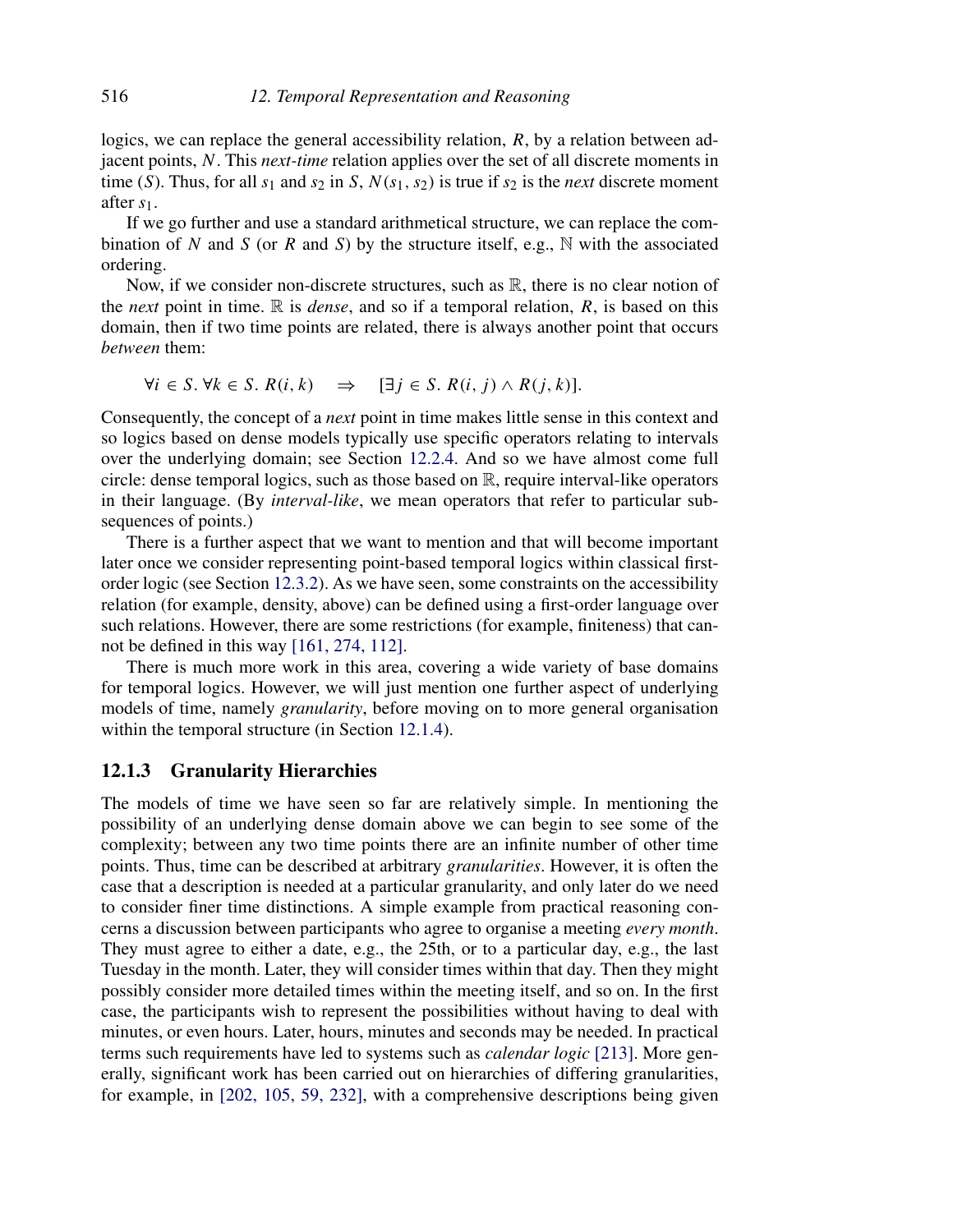logics, we can replace the general accessibility relation, $R$, by a relation between adjacent points, $N$. This *next-time* relation applies over the set of all discrete moments in time ($S$). Thus, for all $s_1$ and $s_2$ in $S$, $N(s_1, s_2)$ is true if $s_2$ is the *next* discrete moment after $s_1$.

If we go further and use a standard arithmetical structure, we can replace the combination of $N$ and $S$ (or $R$ and $S$) by the structure itself, e.g., $\mathbb{N}$ with the associated ordering.

Now, if we consider non-discrete structures, such as $\mathbb{R}$, there is no clear notion of the *next* point in time. $\mathbb{R}$ is *dense*, and so if a temporal relation, $R$, is based on this domain, then if two time points are related, there is always another point that occurs *between* them:

$$\forall i \in S.\, \forall k \in S.\, R(i,k) \quad \Rightarrow \quad [\exists j \in S.\, R(i,j) \wedge R(j,k)].$$

Consequently, the concept of a *next* point in time makes little sense in this context and so logics based on dense models typically use specific operators relating to intervals over the underlying domain; see Section 12.2.4. And so we have almost come full circle: dense temporal logics, such as those based on $\mathbb{R}$, require interval-like operators in their language. (By *interval-like*, we mean operators that refer to particular subsequences of points.)

There is a further aspect that we want to mention and that will become important later once we consider representing point-based temporal logics within classical first-order logic (see Section 12.3.2). As we have seen, some constraints on the accessibility relation (for example, density, above) can be defined using a first-order language over such relations. However, there are some restrictions (for example, finiteness) that cannot be defined in this way [161, 274, 112].

There is much more work in this area, covering a wide variety of base domains for temporal logics. However, we will just mention one further aspect of underlying models of time, namely *granularity*, before moving on to more general organisation within the temporal structure (in Section 12.1.4).

### 12.1.3 Granularity Hierarchies

The models of time we have seen so far are relatively simple. In mentioning the possibility of an underlying dense domain above we can begin to see some of the complexity; between any two time points there are an infinite number of other time points. Thus, time can be described at arbitrary *granularities*. However, it is often the case that a description is needed at a particular granularity, and only later do we need to consider finer time distinctions. A simple example from practical reasoning concerns a discussion between participants who agree to organise a meeting *every month*. They must agree to either a date, e.g., the 25th, or to a particular day, e.g., the last Tuesday in the month. Later, they will consider times within that day. Then they might possibly consider more detailed times within the meeting itself, and so on. In the first case, the participants wish to represent the possibilities without having to deal with minutes, or even hours. Later, hours, minutes and seconds may be needed. In practical terms such requirements have led to systems such as *calendar logic* [213]. More generally, significant work has been carried out on hierarchies of differing granularities, for example, in [202, 105, 59, 232], with a comprehensive descriptions being given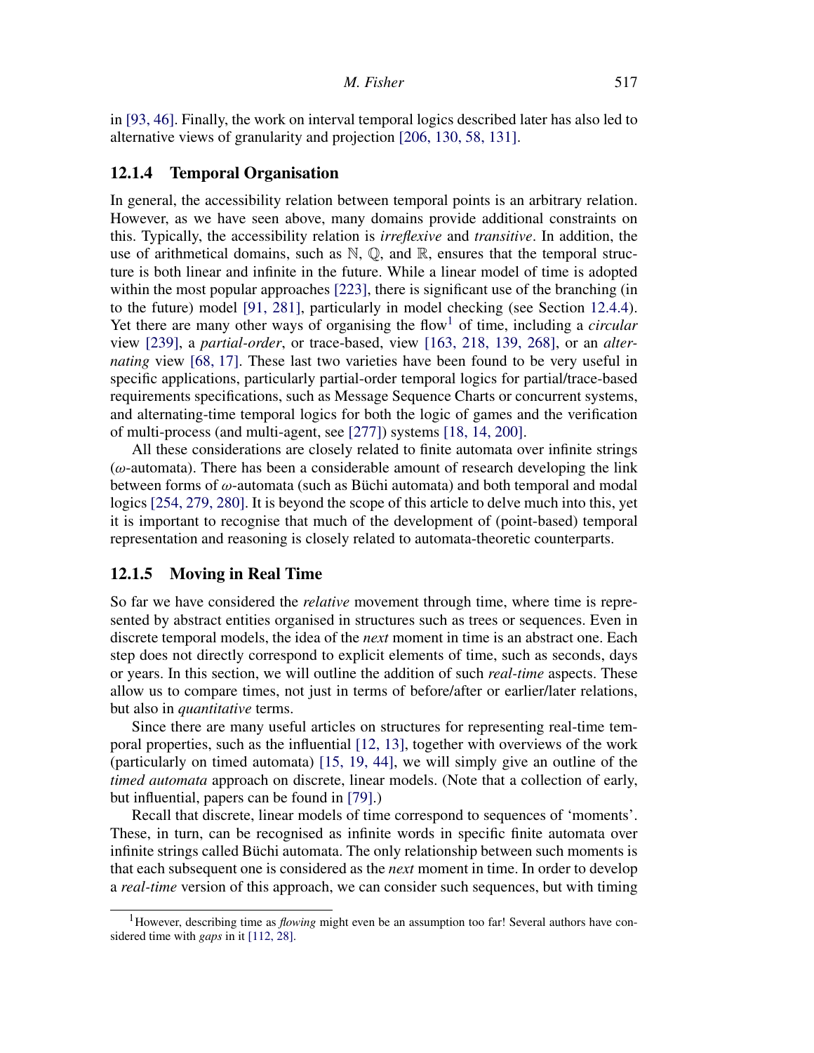in [93, 46]. Finally, the work on interval temporal logics described later has also led to alternative views of granularity and projection [206, 130, 58, 131].

### 12.1.4 Temporal Organisation

In general, the accessibility relation between temporal points is an arbitrary relation. However, as we have seen above, many domains provide additional constraints on this. Typically, the accessibility relation is *irreflexive* and *transitive*. In addition, the use of arithmetical domains, such as $\mathbb{N}$, $\mathbb{Q}$, and $\mathbb{R}$, ensures that the temporal structure is both linear and infinite in the future. While a linear model of time is adopted within the most popular approaches [223], there is significant use of the branching (in to the future) model [91, 281], particularly in model checking (see Section 12.4.4). Yet there are many other ways of organising the flow[1] of time, including a *circular* view [239], a *partial-order*, or trace-based, view [163, 218, 139, 268], or an *alternating* view [68, 17]. These last two varieties have been found to be very useful in specific applications, particularly partial-order temporal logics for partial/trace-based requirements specifications, such as Message Sequence Charts or concurrent systems, and alternating-time temporal logics for both the logic of games and the verification of multi-process (and multi-agent, see [277]) systems [18, 14, 200].

All these considerations are closely related to finite automata over infinite strings ($\omega$-automata). There has been a considerable amount of research developing the link between forms of $\omega$-automata (such as Büchi automata) and both temporal and modal logics [254, 279, 280]. It is beyond the scope of this article to delve much into this, yet it is important to recognise that much of the development of (point-based) temporal representation and reasoning is closely related to automata-theoretic counterparts.

### 12.1.5 Moving in Real Time

So far we have considered the *relative* movement through time, where time is represented by abstract entities organised in structures such as trees or sequences. Even in discrete temporal models, the idea of the *next* moment in time is an abstract one. Each step does not directly correspond to explicit elements of time, such as seconds, days or years. In this section, we will outline the addition of such *real-time* aspects. These allow us to compare times, not just in terms of before/after or earlier/later relations, but also in *quantitative* terms.

Since there are many useful articles on structures for representing real-time temporal properties, such as the influential [12, 13], together with overviews of the work (particularly on timed automata) [15, 19, 44], we will simply give an outline of the *timed automata* approach on discrete, linear models. (Note that a collection of early, but influential, papers can be found in [79].)

Recall that discrete, linear models of time correspond to sequences of 'moments'. These, in turn, can be recognised as infinite words in specific finite automata over infinite strings called Büchi automata. The only relationship between such moments is that each subsequent one is considered as the *next* moment in time. In order to develop a *real-time* version of this approach, we can consider such sequences, but with timing

[1] However, describing time as *flowing* might even be an assumption too far! Several authors have considered time with *gaps* in it [112, 28].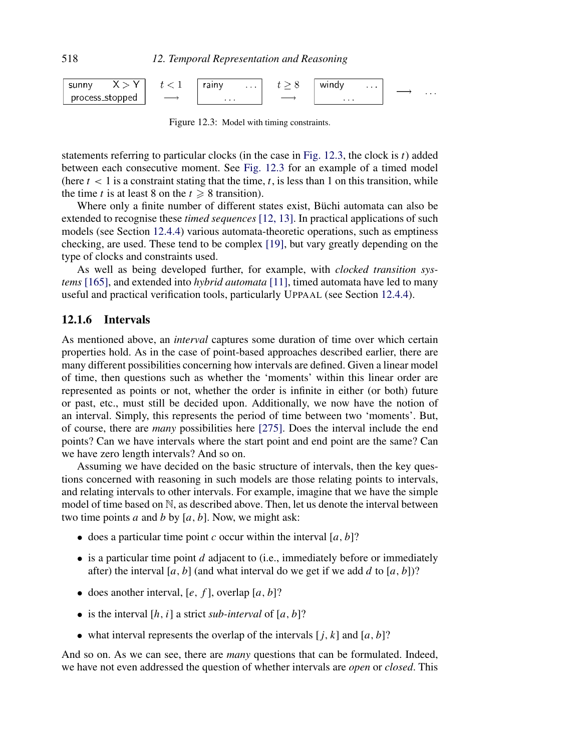| sunny X > Y process_stopped | $t < 1$ $\longrightarrow$ | rainy ... ... | $t \geq 8$ $\longrightarrow$ | windy ... ... | $\longrightarrow$ | ... |
|---|---|---|---|---|---|---|

Figure 12.3: Model with timing constraints.

statements referring to particular clocks (in the case in Fig. 12.3, the clock is $t$) added between each consecutive moment. See Fig. 12.3 for an example of a timed model (here $t < 1$ is a constraint stating that the time, $t$, is less than 1 on this transition, while the time $t$ is at least 8 on the $t \geqslant 8$ transition).

Where only a finite number of different states exist, Büchi automata can also be extended to recognise these *timed sequences* [12, 13]. In practical applications of such models (see Section 12.4.4) various automata-theoretic operations, such as emptiness checking, are used. These tend to be complex [19], but vary greatly depending on the type of clocks and constraints used.

As well as being developed further, for example, with *clocked transition systems* [165], and extended into *hybrid automata* [11], timed automata have led to many useful and practical verification tools, particularly UPPAAL (see Section 12.4.4).

### 12.1.6 Intervals

As mentioned above, an *interval* captures some duration of time over which certain properties hold. As in the case of point-based approaches described earlier, there are many different possibilities concerning how intervals are defined. Given a linear model of time, then questions such as whether the 'moments' within this linear order are represented as points or not, whether the order is infinite in either (or both) future or past, etc., must still be decided upon. Additionally, we now have the notion of an interval. Simply, this represents the period of time between two 'moments'. But, of course, there are *many* possibilities here [275]. Does the interval include the end points? Can we have intervals where the start point and end point are the same? Can we have zero length intervals? And so on.

Assuming we have decided on the basic structure of intervals, then the key questions concerned with reasoning in such models are those relating points to intervals, and relating intervals to other intervals. For example, imagine that we have the simple model of time based on $\mathbb{N}$, as described above. Then, let us denote the interval between two time points $a$ and $b$ by $[a, b]$. Now, we might ask:

- does a particular time point $c$ occur within the interval $[a, b]$?
- is a particular time point $d$ adjacent to (i.e., immediately before or immediately after) the interval $[a, b]$ (and what interval do we get if we add $d$ to $[a, b]$)?
- does another interval, $[e, f]$, overlap $[a, b]$?
- is the interval $[h, i]$ a strict *sub-interval* of $[a, b]$?
- what interval represents the overlap of the intervals $[j, k]$ and $[a, b]$?

And so on. As we can see, there are *many* questions that can be formulated. Indeed, we have not even addressed the question of whether intervals are *open* or *closed*. This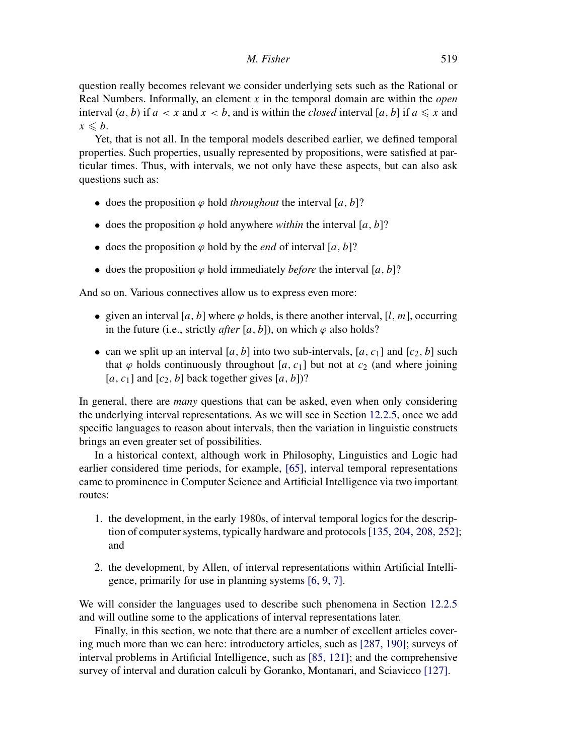question really becomes relevant we consider underlying sets such as the Rational or Real Numbers. Informally, an element $x$ in the temporal domain are within the *open* interval $(a, b)$ if $a < x$ and $x < b$, and is within the *closed* interval $[a, b]$ if $a \leqslant x$ and $x \leqslant b$.

Yet, that is not all. In the temporal models described earlier, we defined temporal properties. Such properties, usually represented by propositions, were satisfied at particular times. Thus, with intervals, we not only have these aspects, but can also ask questions such as:

- does the proposition $\varphi$ hold *throughout* the interval $[a, b]$?
- does the proposition $\varphi$ hold anywhere *within* the interval $[a, b]$?
- does the proposition $\varphi$ hold by the *end* of interval $[a, b]$?
- does the proposition $\varphi$ hold immediately *before* the interval $[a, b]$?

And so on. Various connectives allow us to express even more:

- given an interval $[a, b]$ where $\varphi$ holds, is there another interval, $[l, m]$, occurring in the future (i.e., strictly *after* $[a, b]$), on which $\varphi$ also holds?
- can we split up an interval $[a, b]$ into two sub-intervals, $[a, c_1]$ and $[c_2, b]$ such that $\varphi$ holds continuously throughout $[a, c_1]$ but not at $c_2$ (and where joining $[a, c_1]$ and $[c_2, b]$ back together gives $[a, b]$)?

In general, there are *many* questions that can be asked, even when only considering the underlying interval representations. As we will see in Section 12.2.5, once we add specific languages to reason about intervals, then the variation in linguistic constructs brings an even greater set of possibilities.

In a historical context, although work in Philosophy, Linguistics and Logic had earlier considered time periods, for example, [65], interval temporal representations came to prominence in Computer Science and Artificial Intelligence via two important routes:

1. the development, in the early 1980s, of interval temporal logics for the description of computer systems, typically hardware and protocols [135, 204, 208, 252]; and
2. the development, by Allen, of interval representations within Artificial Intelligence, primarily for use in planning systems [6, 9, 7].

We will consider the languages used to describe such phenomena in Section 12.2.5 and will outline some to the applications of interval representations later.

Finally, in this section, we note that there are a number of excellent articles covering much more than we can here: introductory articles, such as [287, 190]; surveys of interval problems in Artificial Intelligence, such as [85, 121]; and the comprehensive survey of interval and duration calculi by Goranko, Montanari, and Sciavicco [127].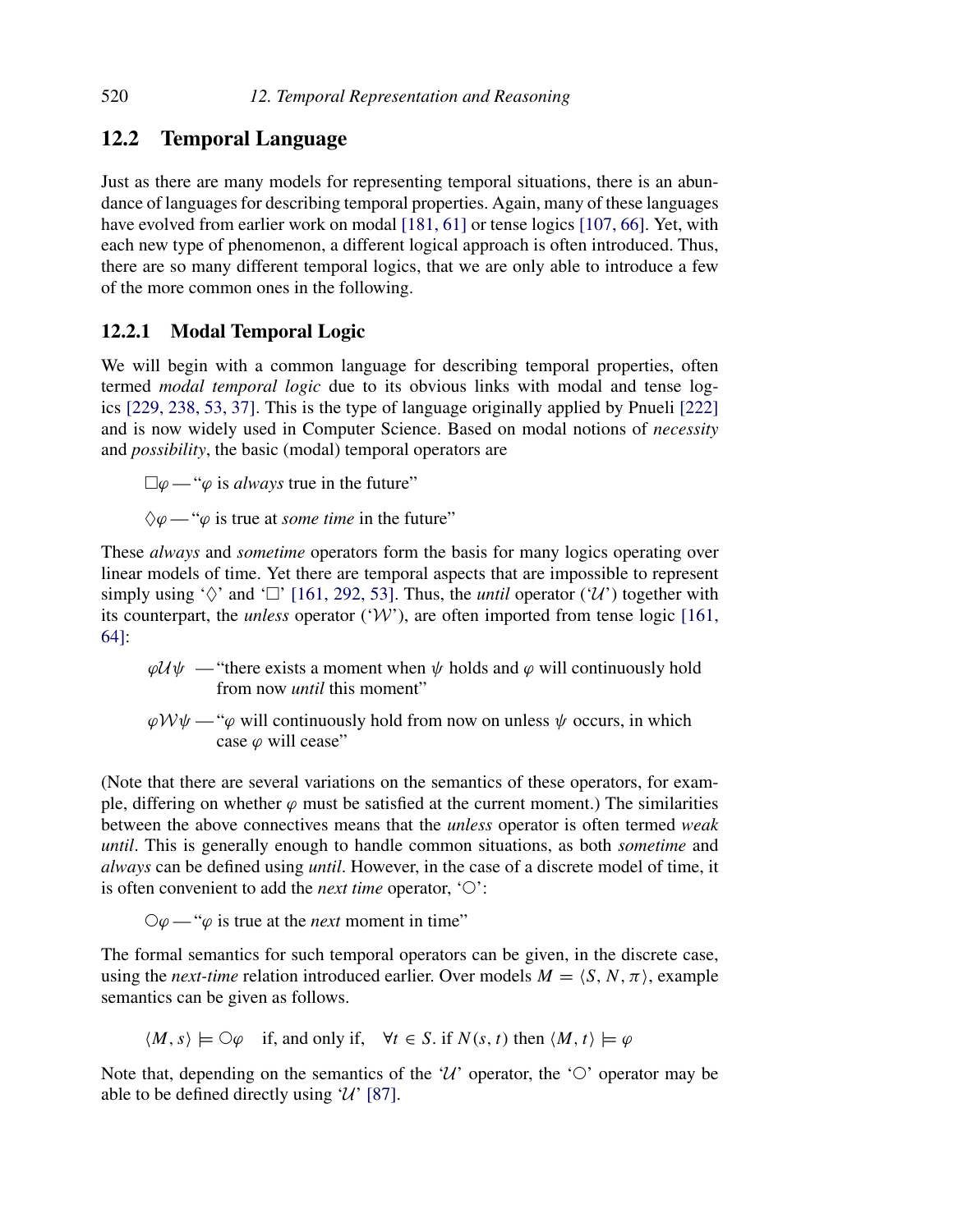## 12.2 Temporal Language

Just as there are many models for representing temporal situations, there is an abundance of languages for describing temporal properties. Again, many of these languages have evolved from earlier work on modal [181, 61] or tense logics [107, 66]. Yet, with each new type of phenomenon, a different logical approach is often introduced. Thus, there are so many different temporal logics, that we are only able to introduce a few of the more common ones in the following.

### 12.2.1 Modal Temporal Logic

We will begin with a common language for describing temporal properties, often termed *modal temporal logic* due to its obvious links with modal and tense logics [229, 238, 53, 37]. This is the type of language originally applied by Pnueli [222] and is now widely used in Computer Science. Based on modal notions of *necessity* and *possibility*, the basic (modal) temporal operators are

$\Box\varphi$ — "$\varphi$ is *always* true in the future"

$\Diamond\varphi$ — "$\varphi$ is true at *some time* in the future"

These *always* and *sometime* operators form the basis for many logics operating over linear models of time. Yet there are temporal aspects that are impossible to represent simply using '$\Diamond$' and '$\Box$' [161, 292, 53]. Thus, the *until* operator ('$\mathcal{U}$') together with its counterpart, the *unless* operator ('$\mathcal{W}$'), are often imported from tense logic [161, 64]:

$\varphi\mathcal{U}\psi$ — "there exists a moment when $\psi$ holds and $\varphi$ will continuously hold from now *until* this moment"

$\varphi\mathcal{W}\psi$ — "$\varphi$ will continuously hold from now on unless $\psi$ occurs, in which case $\varphi$ will cease"

(Note that there are several variations on the semantics of these operators, for example, differing on whether $\varphi$ must be satisfied at the current moment.) The similarities between the above connectives means that the *unless* operator is often termed *weak until*. This is generally enough to handle common situations, as both *sometime* and *always* can be defined using *until*. However, in the case of a discrete model of time, it is often convenient to add the *next time* operator, '$\bigcirc$':

$\bigcirc\varphi$ — "$\varphi$ is true at the *next* moment in time"

The formal semantics for such temporal operators can be given, in the discrete case, using the *next-time* relation introduced earlier. Over models $M = \langle S, N, \pi\rangle$, example semantics can be given as follows.

$$\langle M, s\rangle \models \bigcirc\varphi \quad \text{if, and only if,} \quad \forall t \in S.\ \text{if } N(s,t) \text{ then } \langle M, t\rangle \models \varphi$$

Note that, depending on the semantics of the '$\mathcal{U}$' operator, the '$\bigcirc$' operator may be able to be defined directly using '$\mathcal{U}$' [87].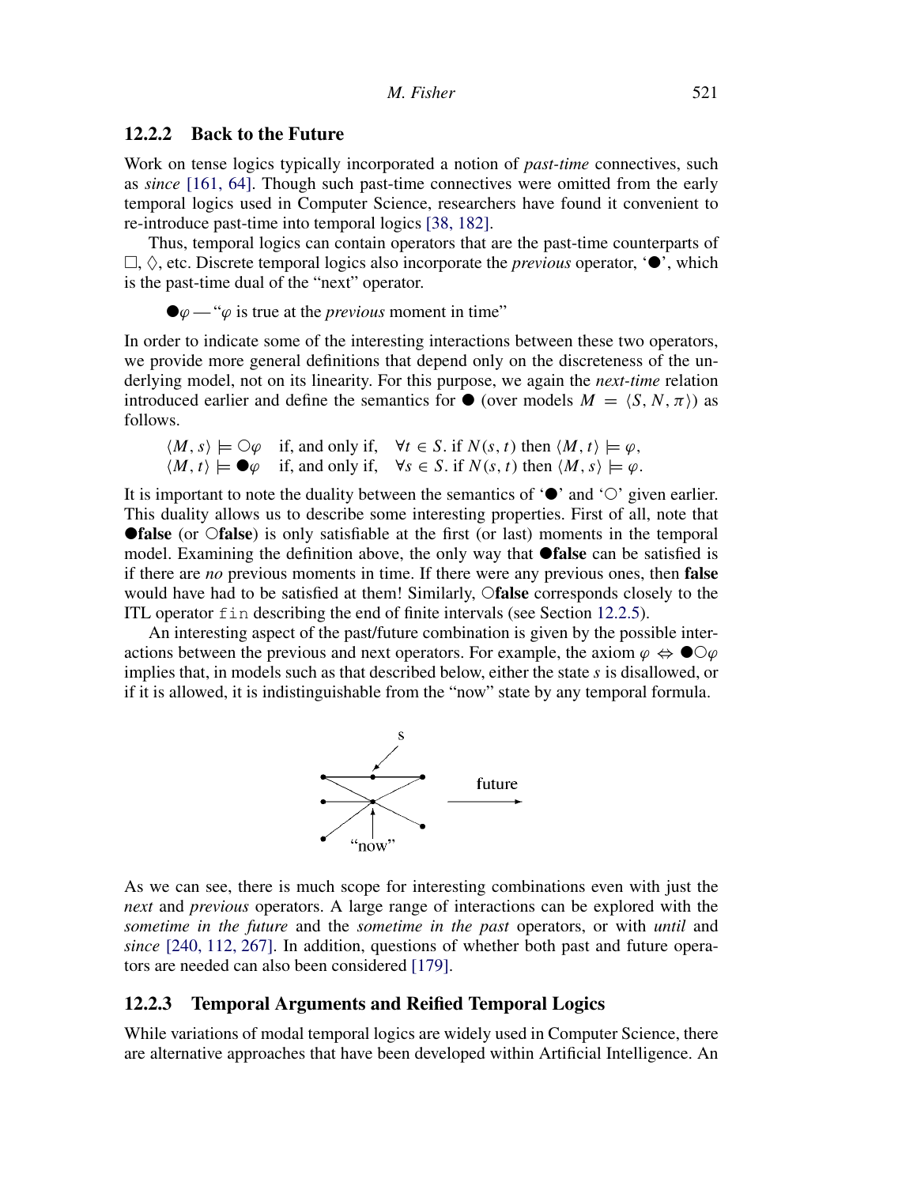### 12.2.2 Back to the Future

Work on tense logics typically incorporated a notion of *past-time* connectives, such as *since* [161, 64]. Though such past-time connectives were omitted from the early temporal logics used in Computer Science, researchers have found it convenient to re-introduce past-time into temporal logics [38, 182].

Thus, temporal logics can contain operators that are the past-time counterparts of $\square$, $\lozenge$, etc. Discrete temporal logics also incorporate the *previous* operator, '$\bullet$', which is the past-time dual of the "next" operator.

$\bullet\varphi$ — "$\varphi$ is true at the *previous* moment in time"

In order to indicate some of the interesting interactions between these two operators, we provide more general definitions that depend only on the discreteness of the underlying model, not on its linearity. For this purpose, we again the *next-time* relation introduced earlier and define the semantics for $\bullet$ (over models $M = \langle S, N, \pi \rangle$) as follows.

$$\langle M, s \rangle \models \bigcirc\varphi \quad \text{if, and only if,} \quad \forall t \in S. \text{ if } N(s,t) \text{ then } \langle M, t \rangle \models \varphi,$$
$$\langle M, t \rangle \models \bullet\varphi \quad \text{if, and only if,} \quad \forall s \in S. \text{ if } N(s,t) \text{ then } \langle M, s \rangle \models \varphi.$$

It is important to note the duality between the semantics of '$\bullet$' and '$\bigcirc$' given earlier. This duality allows us to describe some interesting properties. First of all, note that $\bullet$**false** (or $\bigcirc$**false**) is only satisfiable at the first (or last) moments in the temporal model. Examining the definition above, the only way that $\bullet$**false** can be satisfied is if there are *no* previous moments in time. If there were any previous ones, then **false** would have had to be satisfied at them! Similarly, $\bigcirc$**false** corresponds closely to the ITL operator `fin` describing the end of finite intervals (see Section 12.2.5).

An interesting aspect of the past/future combination is given by the possible interactions between the previous and next operators. For example, the axiom $\varphi \Leftrightarrow \bullet\bigcirc\varphi$ implies that, in models such as that described below, either the state *s* is disallowed, or if it is allowed, it is indistinguishable from the "now" state by any temporal formula.

As we can see, there is much scope for interesting combinations even with just the *next* and *previous* operators. A large range of interactions can be explored with the *sometime in the future* and the *sometime in the past* operators, or with *until* and *since* [240, 112, 267]. In addition, questions of whether both past and future operators are needed can also been considered [179].

### 12.2.3 Temporal Arguments and Reified Temporal Logics

While variations of modal temporal logics are widely used in Computer Science, there are alternative approaches that have been developed within Artificial Intelligence. An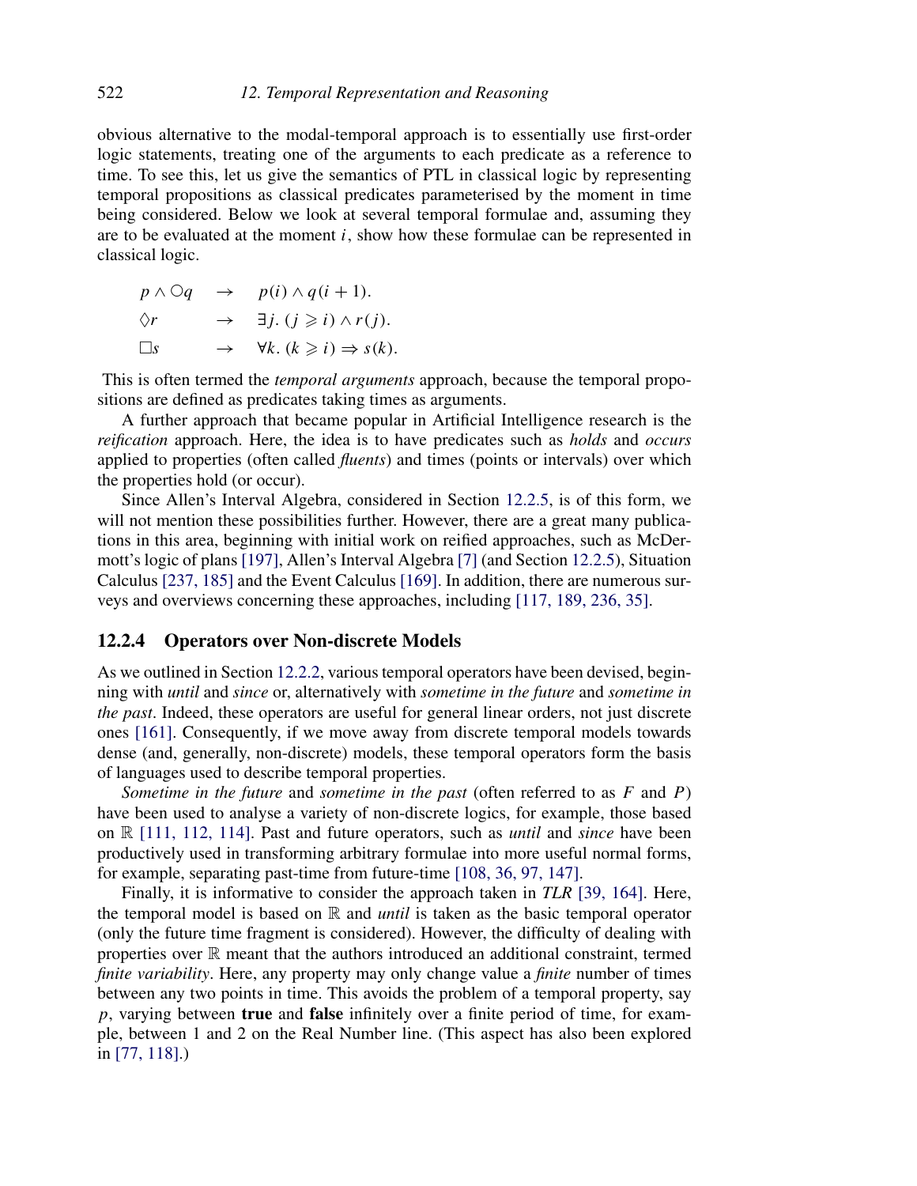obvious alternative to the modal-temporal approach is to essentially use first-order logic statements, treating one of the arguments to each predicate as a reference to time. To see this, let us give the semantics of PTL in classical logic by representing temporal propositions as classical predicates parameterised by the moment in time being considered. Below we look at several temporal formulae and, assuming they are to be evaluated at the moment $i$, show how these formulae can be represented in classical logic.

$$p \wedge \bigcirc q \quad \rightarrow \quad p(i) \wedge q(i+1).$$

$$\lozenge r \quad \rightarrow \quad \exists j.\, (j \geqslant i) \wedge r(j).$$

$$\square s \quad \rightarrow \quad \forall k.\, (k \geqslant i) \Rightarrow s(k).$$

This is often termed the *temporal arguments* approach, because the temporal propositions are defined as predicates taking times as arguments.

A further approach that became popular in Artificial Intelligence research is the *reification* approach. Here, the idea is to have predicates such as *holds* and *occurs* applied to properties (often called *fluents*) and times (points or intervals) over which the properties hold (or occur).

Since Allen's Interval Algebra, considered in Section 12.2.5, is of this form, we will not mention these possibilities further. However, there are a great many publications in this area, beginning with initial work on reified approaches, such as McDermott's logic of plans [197], Allen's Interval Algebra [7] (and Section 12.2.5), Situation Calculus [237, 185] and the Event Calculus [169]. In addition, there are numerous surveys and overviews concerning these approaches, including [117, 189, 236, 35].

### 12.2.4 Operators over Non-discrete Models

As we outlined in Section 12.2.2, various temporal operators have been devised, beginning with *until* and *since* or, alternatively with *sometime in the future* and *sometime in the past*. Indeed, these operators are useful for general linear orders, not just discrete ones [161]. Consequently, if we move away from discrete temporal models towards dense (and, generally, non-discrete) models, these temporal operators form the basis of languages used to describe temporal properties.

*Sometime in the future* and *sometime in the past* (often referred to as $F$ and $P$) have been used to analyse a variety of non-discrete logics, for example, those based on $\mathbb{R}$ [111, 112, 114]. Past and future operators, such as *until* and *since* have been productively used in transforming arbitrary formulae into more useful normal forms, for example, separating past-time from future-time [108, 36, 97, 147].

Finally, it is informative to consider the approach taken in *TLR* [39, 164]. Here, the temporal model is based on $\mathbb{R}$ and *until* is taken as the basic temporal operator (only the future time fragment is considered). However, the difficulty of dealing with properties over $\mathbb{R}$ meant that the authors introduced an additional constraint, termed *finite variability*. Here, any property may only change value a *finite* number of times between any two points in time. This avoids the problem of a temporal property, say $p$, varying between **true** and **false** infinitely over a finite period of time, for example, between 1 and 2 on the Real Number line. (This aspect has also been explored in [77, 118].)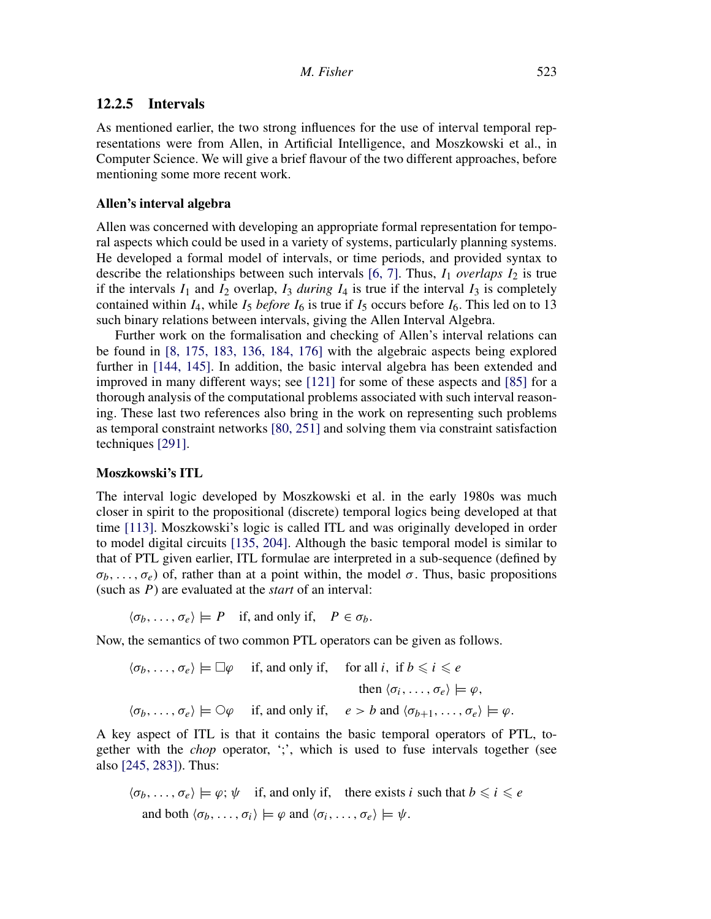### 12.2.5 Intervals

As mentioned earlier, the two strong influences for the use of interval temporal representations were from Allen, in Artificial Intelligence, and Moszkowski et al., in Computer Science. We will give a brief flavour of the two different approaches, before mentioning some more recent work.

#### Allen's interval algebra

Allen was concerned with developing an appropriate formal representation for temporal aspects which could be used in a variety of systems, particularly planning systems. He developed a formal model of intervals, or time periods, and provided syntax to describe the relationships between such intervals [6, 7]. Thus, $I_1$ *overlaps* $I_2$ is true if the intervals $I_1$ and $I_2$ overlap, $I_3$ *during* $I_4$ is true if the interval $I_3$ is completely contained within $I_4$, while $I_5$ *before* $I_6$ is true if $I_5$ occurs before $I_6$. This led on to 13 such binary relations between intervals, giving the Allen Interval Algebra.

Further work on the formalisation and checking of Allen's interval relations can be found in [8, 175, 183, 136, 184, 176] with the algebraic aspects being explored further in [144, 145]. In addition, the basic interval algebra has been extended and improved in many different ways; see [121] for some of these aspects and [85] for a thorough analysis of the computational problems associated with such interval reasoning. These last two references also bring in the work on representing such problems as temporal constraint networks [80, 251] and solving them via constraint satisfaction techniques [291].

#### Moszkowski's ITL

The interval logic developed by Moszkowski et al. in the early 1980s was much closer in spirit to the propositional (discrete) temporal logics being developed at that time [113]. Moszkowski's logic is called ITL and was originally developed in order to model digital circuits [135, 204]. Although the basic temporal model is similar to that of PTL given earlier, ITL formulae are interpreted in a sub-sequence (defined by $\sigma_b, \ldots, \sigma_e$) of, rather than at a point within, the model $\sigma$. Thus, basic propositions (such as $P$) are evaluated at the *start* of an interval:

$$\langle \sigma_b, \ldots, \sigma_e \rangle \models P \quad \text{if, and only if,} \quad P \in \sigma_b.$$

Now, the semantics of two common PTL operators can be given as follows.

$$\langle \sigma_b, \ldots, \sigma_e \rangle \models \Box\varphi \quad \text{if, and only if,} \quad \text{for all } i,\ \text{if } b \leqslant i \leqslant e \text{ then } \langle \sigma_i, \ldots, \sigma_e \rangle \models \varphi,$$

$$\langle \sigma_b, \ldots, \sigma_e \rangle \models \bigcirc\varphi \quad \text{if, and only if,} \quad e > b \text{ and } \langle \sigma_{b+1}, \ldots, \sigma_e \rangle \models \varphi.$$

A key aspect of ITL is that it contains the basic temporal operators of PTL, together with the *chop* operator, ';', which is used to fuse intervals together (see also [245, 283]). Thus:

$$\langle \sigma_b, \ldots, \sigma_e \rangle \models \varphi; \psi \quad \text{if, and only if,} \quad \text{there exists } i \text{ such that } b \leqslant i \leqslant e \text{ and both } \langle \sigma_b, \ldots, \sigma_i \rangle \models \varphi \text{ and } \langle \sigma_i, \ldots, \sigma_e \rangle \models \psi.$$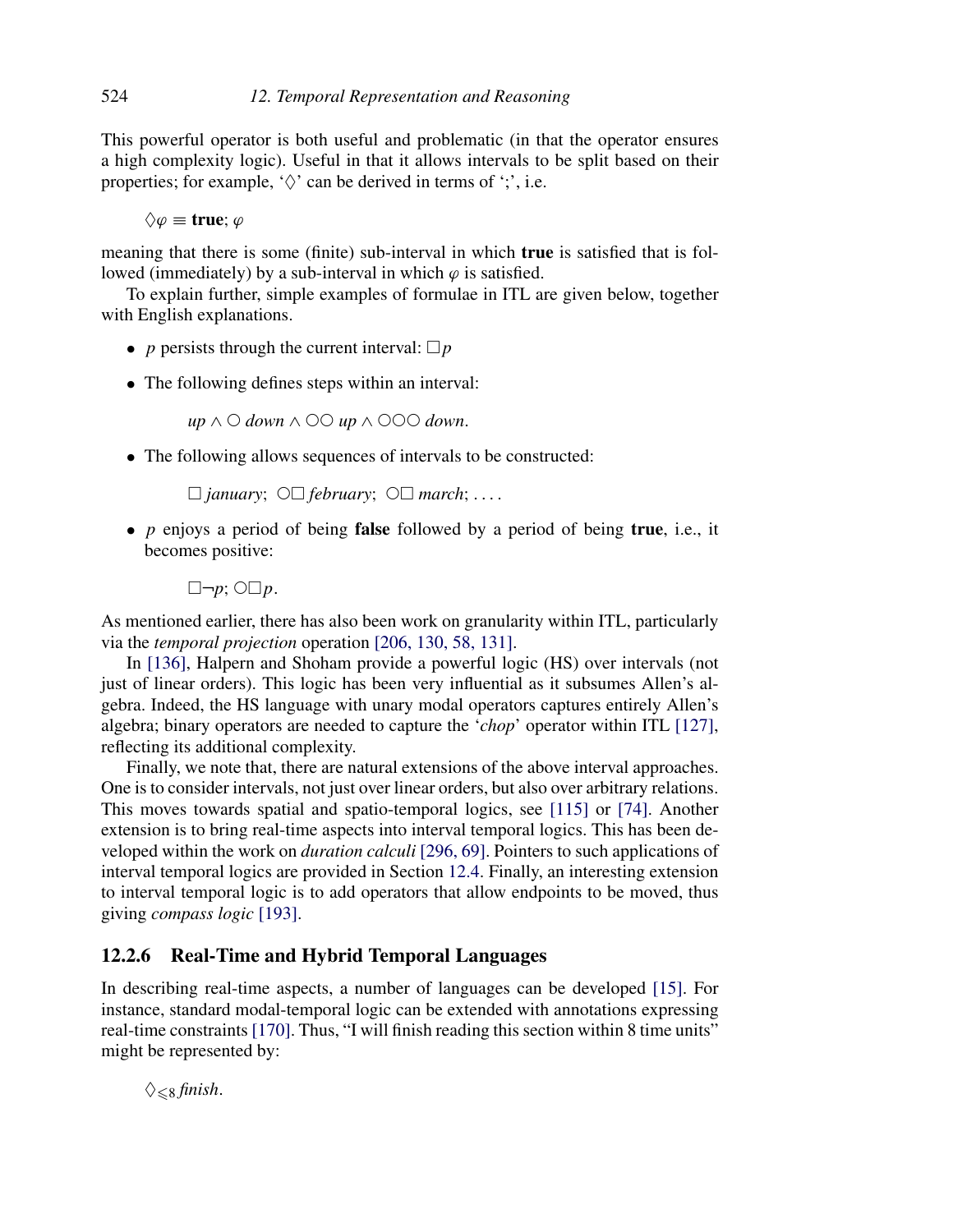This powerful operator is both useful and problematic (in that the operator ensures a high complexity logic). Useful in that it allows intervals to be split based on their properties; for example, '$\Diamond$' can be derived in terms of ';', i.e.

$$\Diamond\varphi \equiv \mathbf{true}; \varphi$$

meaning that there is some (finite) sub-interval in which **true** is satisfied that is followed (immediately) by a sub-interval in which $\varphi$ is satisfied.

To explain further, simple examples of formulae in ITL are given below, together with English explanations.

- $p$ persists through the current interval: $\Box p$
- The following defines steps within an interval:

  $$up \wedge \bigcirc\, down \wedge \bigcirc\bigcirc\, up \wedge \bigcirc\bigcirc\bigcirc\, down.$$

- The following allows sequences of intervals to be constructed:

  $$\Box\, january;\ \bigcirc\Box\, february;\ \bigcirc\Box\, march; \ldots.$$

- $p$ enjoys a period of being **false** followed by a period of being **true**, i.e., it becomes positive:

  $$\Box\neg p; \bigcirc\Box p.$$

As mentioned earlier, there has also been work on granularity within ITL, particularly via the *temporal projection* operation [206, 130, 58, 131].

In [136], Halpern and Shoham provide a powerful logic (HS) over intervals (not just of linear orders). This logic has been very influential as it subsumes Allen's algebra. Indeed, the HS language with unary modal operators captures entirely Allen's algebra; binary operators are needed to capture the '*chop*' operator within ITL [127], reflecting its additional complexity.

Finally, we note that, there are natural extensions of the above interval approaches. One is to consider intervals, not just over linear orders, but also over arbitrary relations. This moves towards spatial and spatio-temporal logics, see [115] or [74]. Another extension is to bring real-time aspects into interval temporal logics. This has been developed within the work on *duration calculi* [296, 69]. Pointers to such applications of interval temporal logics are provided in Section 12.4. Finally, an interesting extension to interval temporal logic is to add operators that allow endpoints to be moved, thus giving *compass logic* [193].

### 12.2.6 Real-Time and Hybrid Temporal Languages

In describing real-time aspects, a number of languages can be developed [15]. For instance, standard modal-temporal logic can be extended with annotations expressing real-time constraints [170]. Thus, "I will finish reading this section within 8 time units" might be represented by:

$$\Diamond_{\leqslant 8}\, \mathit{finish}.$$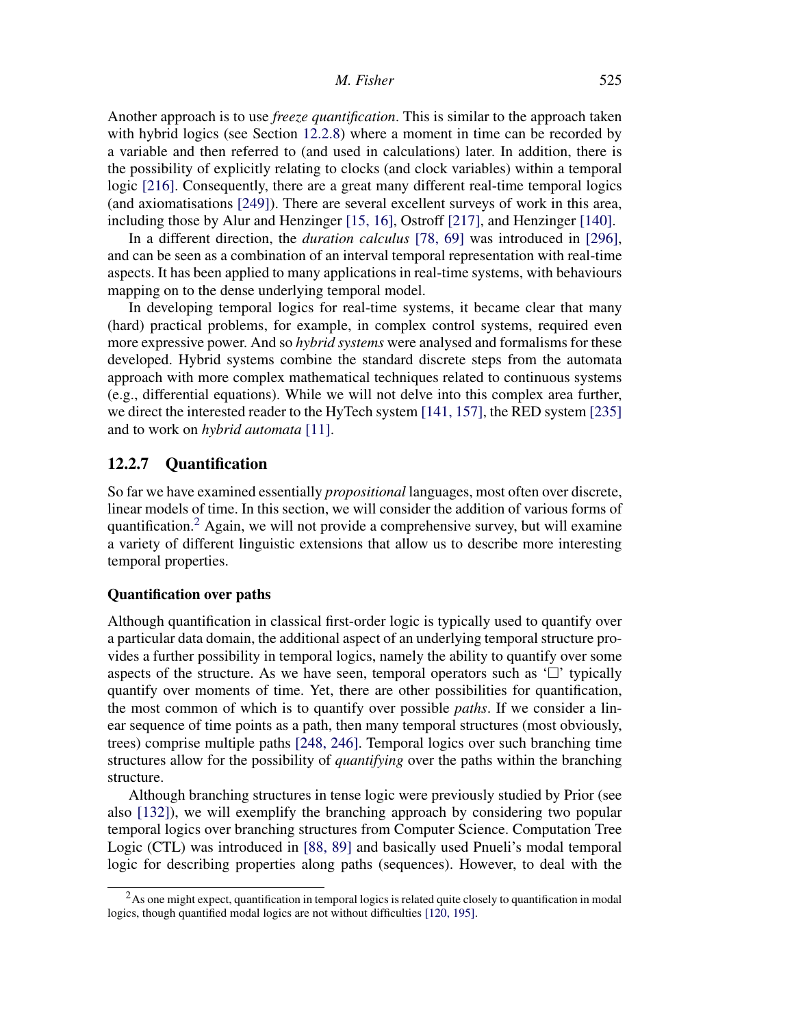Another approach is to use *freeze quantification*. This is similar to the approach taken with hybrid logics (see Section 12.2.8) where a moment in time can be recorded by a variable and then referred to (and used in calculations) later. In addition, there is the possibility of explicitly relating to clocks (and clock variables) within a temporal logic [216]. Consequently, there are a great many different real-time temporal logics (and axiomatisations [249]). There are several excellent surveys of work in this area, including those by Alur and Henzinger [15, 16], Ostroff [217], and Henzinger [140].

In a different direction, the *duration calculus* [78, 69] was introduced in [296], and can be seen as a combination of an interval temporal representation with real-time aspects. It has been applied to many applications in real-time systems, with behaviours mapping on to the dense underlying temporal model.

In developing temporal logics for real-time systems, it became clear that many (hard) practical problems, for example, in complex control systems, required even more expressive power. And so *hybrid systems* were analysed and formalisms for these developed. Hybrid systems combine the standard discrete steps from the automata approach with more complex mathematical techniques related to continuous systems (e.g., differential equations). While we will not delve into this complex area further, we direct the interested reader to the HyTech system [141, 157], the RED system [235] and to work on *hybrid automata* [11].

### 12.2.7 Quantification

So far we have examined essentially *propositional* languages, most often over discrete, linear models of time. In this section, we will consider the addition of various forms of quantification.[2] Again, we will not provide a comprehensive survey, but will examine a variety of different linguistic extensions that allow us to describe more interesting temporal properties.

#### Quantification over paths

Although quantification in classical first-order logic is typically used to quantify over a particular data domain, the additional aspect of an underlying temporal structure provides a further possibility in temporal logics, namely the ability to quantify over some aspects of the structure. As we have seen, temporal operators such as '$\Box$' typically quantify over moments of time. Yet, there are other possibilities for quantification, the most common of which is to quantify over possible *paths*. If we consider a linear sequence of time points as a path, then many temporal structures (most obviously, trees) comprise multiple paths [248, 246]. Temporal logics over such branching time structures allow for the possibility of *quantifying* over the paths within the branching structure.

Although branching structures in tense logic were previously studied by Prior (see also [132]), we will exemplify the branching approach by considering two popular temporal logics over branching structures from Computer Science. Computation Tree Logic (CTL) was introduced in [88, 89] and basically used Pnueli's modal temporal logic for describing properties along paths (sequences). However, to deal with the

---

[2] As one might expect, quantification in temporal logics is related quite closely to quantification in modal logics, though quantified modal logics are not without difficulties [120, 195].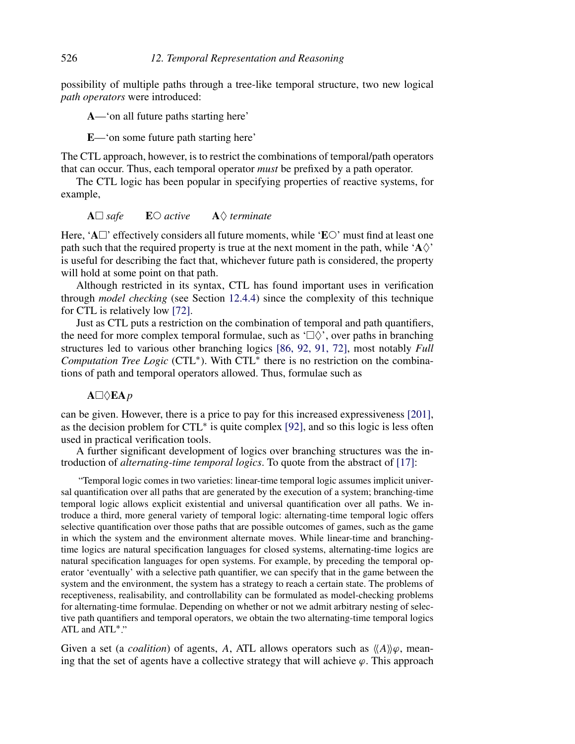possibility of multiple paths through a tree-like temporal structure, two new logical *path operators* were introduced:

**A**—'on all future paths starting here'

**E**—'on some future path starting here'

The CTL approach, however, is to restrict the combinations of temporal/path operators that can occur. Thus, each temporal operator *must* be prefixed by a path operator.

The CTL logic has been popular in specifying properties of reactive systems, for example,

$$\mathbf{A}\square\ \mathit{safe} \qquad \mathbf{E}\bigcirc\ \mathit{active} \qquad \mathbf{A}\lozenge\ \mathit{terminate}$$

Here, '$\mathbf{A}\square$' effectively considers all future moments, while '$\mathbf{E}\bigcirc$' must find at least one path such that the required property is true at the next moment in the path, while '$\mathbf{A}\lozenge$' is useful for describing the fact that, whichever future path is considered, the property will hold at some point on that path.

Although restricted in its syntax, CTL has found important uses in verification through *model checking* (see Section 12.4.4) since the complexity of this technique for CTL is relatively low [72].

Just as CTL puts a restriction on the combination of temporal and path quantifiers, the need for more complex temporal formulae, such as '$\square\lozenge$', over paths in branching structures led to various other branching logics [86, 92, 91, 72], most notably *Full Computation Tree Logic* (CTL*). With CTL* there is no restriction on the combinations of path and temporal operators allowed. Thus, formulae such as

$$\mathbf{A}\square\lozenge\mathbf{E}\mathbf{A}\,p$$

can be given. However, there is a price to pay for this increased expressiveness [201], as the decision problem for CTL* is quite complex [92], and so this logic is less often used in practical verification tools.

A further significant development of logics over branching structures was the introduction of *alternating-time temporal logics*. To quote from the abstract of [17]:

> "Temporal logic comes in two varieties: linear-time temporal logic assumes implicit universal quantification over all paths that are generated by the execution of a system; branching-time temporal logic allows explicit existential and universal quantification over all paths. We introduce a third, more general variety of temporal logic: alternating-time temporal logic offers selective quantification over those paths that are possible outcomes of games, such as the game in which the system and the environment alternate moves. While linear-time and branching-time logics are natural specification languages for closed systems, alternating-time logics are natural specification languages for open systems. For example, by preceding the temporal operator 'eventually' with a selective path quantifier, we can specify that in the game between the system and the environment, the system has a strategy to reach a certain state. The problems of receptiveness, realisability, and controllability can be formulated as model-checking problems for alternating-time formulae. Depending on whether or not we admit arbitrary nesting of selective path quantifiers and temporal operators, we obtain the two alternating-time temporal logics ATL and ATL*."

Given a set (a *coalition*) of agents, $A$, ATL allows operators such as $\langle\langle A\rangle\rangle\varphi$, meaning that the set of agents have a collective strategy that will achieve $\varphi$. This approach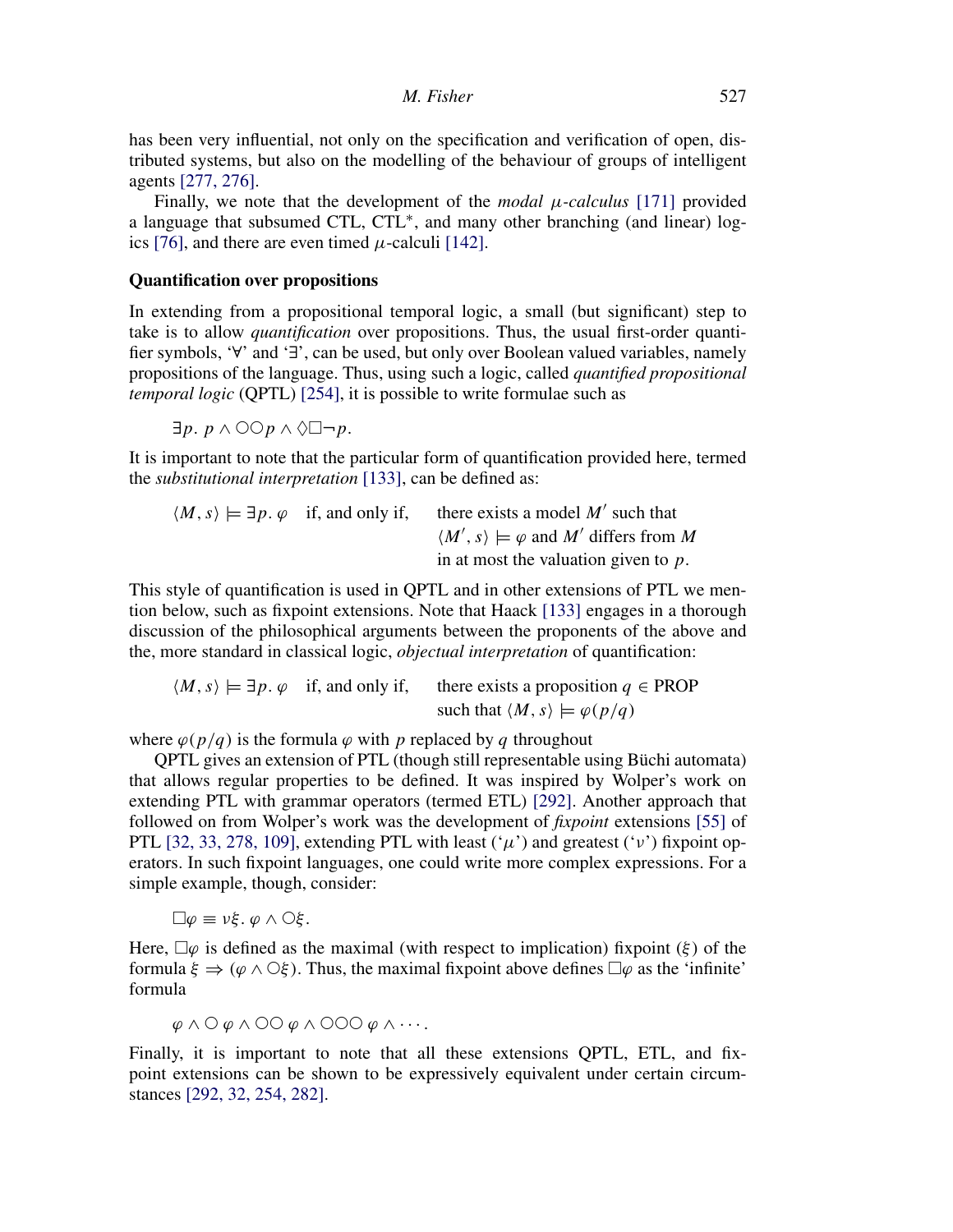has been very influential, not only on the specification and verification of open, distributed systems, but also on the modelling of the behaviour of groups of intelligent agents [277, 276].

Finally, we note that the development of the *modal $\mu$-calculus* [171] provided a language that subsumed CTL, CTL*, and many other branching (and linear) logics [76], and there are even timed $\mu$-calculi [142].

### Quantification over propositions

In extending from a propositional temporal logic, a small (but significant) step to take is to allow *quantification* over propositions. Thus, the usual first-order quantifier symbols, '$\forall$' and '$\exists$', can be used, but only over Boolean valued variables, namely propositions of the language. Thus, using such a logic, called *quantified propositional temporal logic* (QPTL) [254], it is possible to write formulae such as

$$\exists p.\ p \wedge \bigcirc\bigcirc p \wedge \Diamond\Box\neg p.$$

It is important to note that the particular form of quantification provided here, termed the *substitutional interpretation* [133], can be defined as:

$$\langle M, s\rangle \models \exists p.\ \varphi \quad \text{if, and only if,} \quad \begin{array}{l}\text{there exists a model } M' \text{ such that}\\ \langle M', s\rangle \models \varphi \text{ and } M' \text{ differs from } M\\ \text{in at most the valuation given to } p.\end{array}$$

This style of quantification is used in QPTL and in other extensions of PTL we mention below, such as fixpoint extensions. Note that Haack [133] engages in a thorough discussion of the philosophical arguments between the proponents of the above and the, more standard in classical logic, *objectual interpretation* of quantification:

$$\langle M, s\rangle \models \exists p.\ \varphi \quad \text{if, and only if,} \quad \begin{array}{l}\text{there exists a proposition } q \in \text{PROP}\\ \text{such that } \langle M, s\rangle \models \varphi(p/q)\end{array}$$

where $\varphi(p/q)$ is the formula $\varphi$ with $p$ replaced by $q$ throughout

QPTL gives an extension of PTL (though still representable using Büchi automata) that allows regular properties to be defined. It was inspired by Wolper's work on extending PTL with grammar operators (termed ETL) [292]. Another approach that followed on from Wolper's work was the development of *fixpoint* extensions [55] of PTL [32, 33, 278, 109], extending PTL with least ('$\mu$') and greatest ('$\nu$') fixpoint operators. In such fixpoint languages, one could write more complex expressions. For a simple example, though, consider:

$$\Box\varphi \equiv \nu\xi.\ \varphi \wedge \bigcirc\xi.$$

Here, $\Box\varphi$ is defined as the maximal (with respect to implication) fixpoint ($\xi$) of the formula $\xi \Rightarrow (\varphi \wedge \bigcirc\xi)$. Thus, the maximal fixpoint above defines $\Box\varphi$ as the 'infinite' formula

$$\varphi \wedge \bigcirc\,\varphi \wedge \bigcirc\bigcirc\,\varphi \wedge \bigcirc\bigcirc\bigcirc\,\varphi \wedge \cdots.$$

Finally, it is important to note that all these extensions QPTL, ETL, and fixpoint extensions can be shown to be expressively equivalent under certain circumstances [292, 32, 254, 282].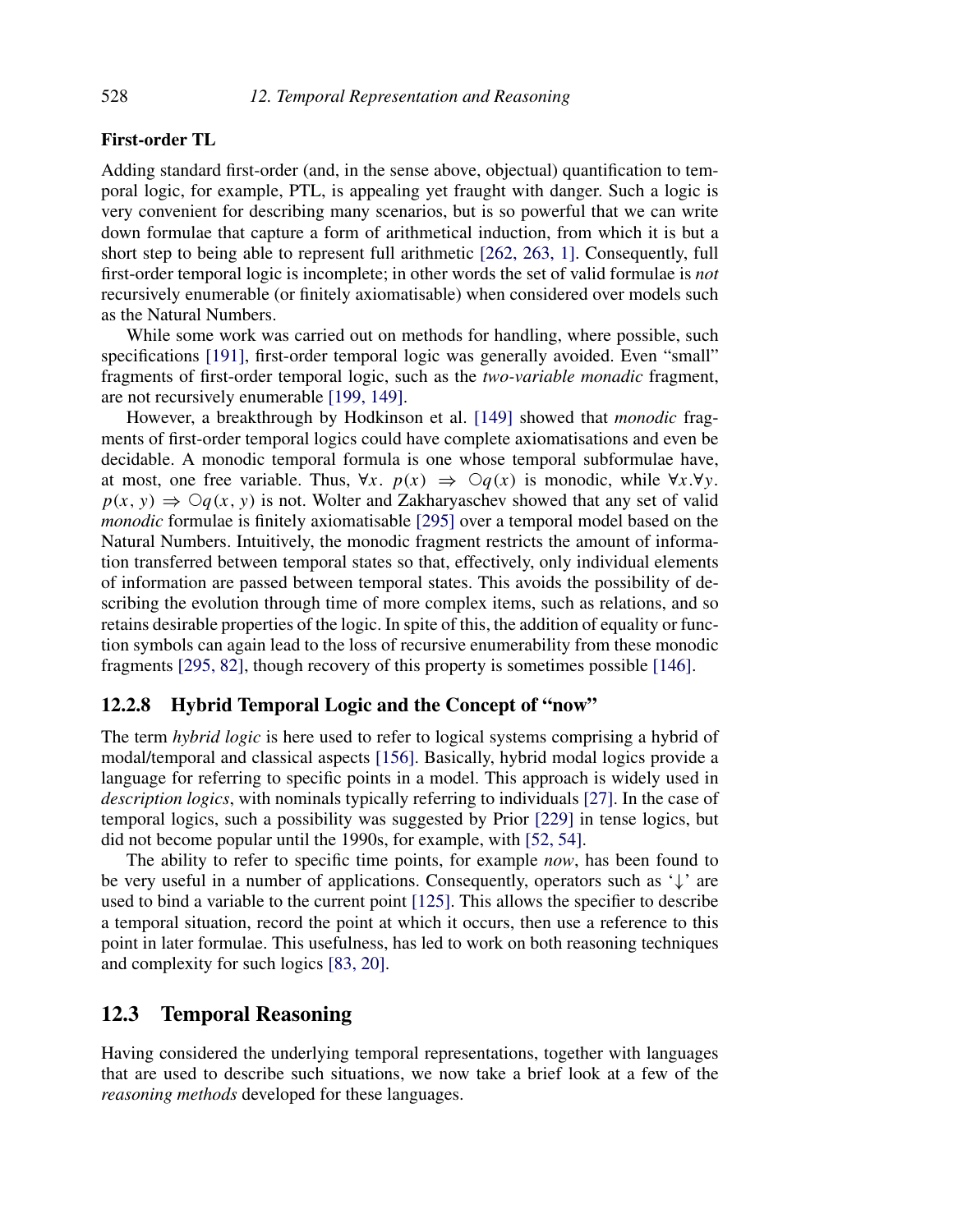**First-order TL**

Adding standard first-order (and, in the sense above, objectual) quantification to temporal logic, for example, PTL, is appealing yet fraught with danger. Such a logic is very convenient for describing many scenarios, but is so powerful that we can write down formulae that capture a form of arithmetical induction, from which it is but a short step to being able to represent full arithmetic [262, 263, 1]. Consequently, full first-order temporal logic is incomplete; in other words the set of valid formulae is *not* recursively enumerable (or finitely axiomatisable) when considered over models such as the Natural Numbers.

While some work was carried out on methods for handling, where possible, such specifications [191], first-order temporal logic was generally avoided. Even "small" fragments of first-order temporal logic, such as the *two-variable monadic* fragment, are not recursively enumerable [199, 149].

However, a breakthrough by Hodkinson et al. [149] showed that *monodic* fragments of first-order temporal logics could have complete axiomatisations and even be decidable. A monodic temporal formula is one whose temporal subformulae have, at most, one free variable. Thus, $\forall x.\ p(x) \Rightarrow \bigcirc q(x)$ is monodic, while $\forall x.\forall y.\ p(x, y) \Rightarrow \bigcirc q(x, y)$ is not. Wolter and Zakharyaschev showed that any set of valid *monodic* formulae is finitely axiomatisable [295] over a temporal model based on the Natural Numbers. Intuitively, the monodic fragment restricts the amount of information transferred between temporal states so that, effectively, only individual elements of information are passed between temporal states. This avoids the possibility of describing the evolution through time of more complex items, such as relations, and so retains desirable properties of the logic. In spite of this, the addition of equality or function symbols can again lead to the loss of recursive enumerability from these monodic fragments [295, 82], though recovery of this property is sometimes possible [146].

### 12.2.8 Hybrid Temporal Logic and the Concept of "now"

The term *hybrid logic* is here used to refer to logical systems comprising a hybrid of modal/temporal and classical aspects [156]. Basically, hybrid modal logics provide a language for referring to specific points in a model. This approach is widely used in *description logics*, with nominals typically referring to individuals [27]. In the case of temporal logics, such a possibility was suggested by Prior [229] in tense logics, but did not become popular until the 1990s, for example, with [52, 54].

The ability to refer to specific time points, for example *now*, has been found to be very useful in a number of applications. Consequently, operators such as '$\downarrow$' are used to bind a variable to the current point [125]. This allows the specifier to describe a temporal situation, record the point at which it occurs, then use a reference to this point in later formulae. This usefulness, has led to work on both reasoning techniques and complexity for such logics [83, 20].

## 12.3 Temporal Reasoning

Having considered the underlying temporal representations, together with languages that are used to describe such situations, we now take a brief look at a few of the *reasoning methods* developed for these languages.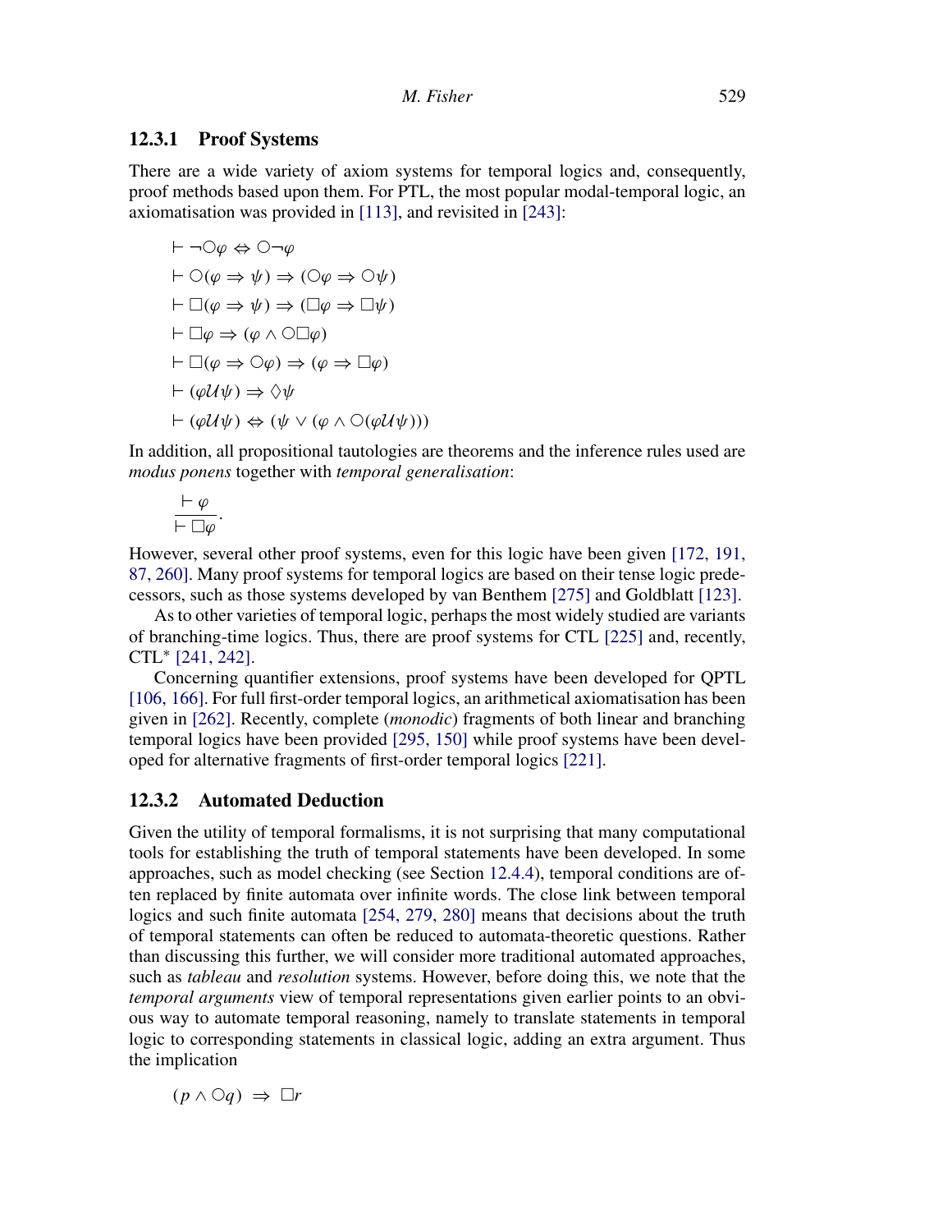### 12.3.1 Proof Systems

There are a wide variety of axiom systems for temporal logics and, consequently, proof methods based upon them. For PTL, the most popular modal-temporal logic, an axiomatisation was provided in [113], and revisited in [243]:

$$\vdash \neg\bigcirc\varphi \Leftrightarrow \bigcirc\neg\varphi$$

$$\vdash \bigcirc(\varphi \Rightarrow \psi) \Rightarrow (\bigcirc\varphi \Rightarrow \bigcirc\psi)$$

$$\vdash \Box(\varphi \Rightarrow \psi) \Rightarrow (\Box\varphi \Rightarrow \Box\psi)$$

$$\vdash \Box\varphi \Rightarrow (\varphi \wedge \bigcirc\Box\varphi)$$

$$\vdash \Box(\varphi \Rightarrow \bigcirc\varphi) \Rightarrow (\varphi \Rightarrow \Box\varphi)$$

$$\vdash (\varphi\mathcal{U}\psi) \Rightarrow \Diamond\psi$$

$$\vdash (\varphi\mathcal{U}\psi) \Leftrightarrow (\psi \vee (\varphi \wedge \bigcirc(\varphi\mathcal{U}\psi)))$$

In addition, all propositional tautologies are theorems and the inference rules used are *modus ponens* together with *temporal generalisation*:

$$\frac{\vdash \varphi}{\vdash \Box\varphi}.$$

However, several other proof systems, even for this logic have been given [172, 191, 87, 260]. Many proof systems for temporal logics are based on their tense logic predecessors, such as those systems developed by van Benthem [275] and Goldblatt [123].

As to other varieties of temporal logic, perhaps the most widely studied are variants of branching-time logics. Thus, there are proof systems for CTL [225] and, recently, CTL* [241, 242].

Concerning quantifier extensions, proof systems have been developed for QPTL [106, 166]. For full first-order temporal logics, an arithmetical axiomatisation has been given in [262]. Recently, complete (*monodic*) fragments of both linear and branching temporal logics have been provided [295, 150] while proof systems have been developed for alternative fragments of first-order temporal logics [221].

### 12.3.2 Automated Deduction

Given the utility of temporal formalisms, it is not surprising that many computational tools for establishing the truth of temporal statements have been developed. In some approaches, such as model checking (see Section 12.4.4), temporal conditions are often replaced by finite automata over infinite words. The close link between temporal logics and such finite automata [254, 279, 280] means that decisions about the truth of temporal statements can often be reduced to automata-theoretic questions. Rather than discussing this further, we will consider more traditional automated approaches, such as *tableau* and *resolution* systems. However, before doing this, we note that the *temporal arguments* view of temporal representations given earlier points to an obvious way to automate temporal reasoning, namely to translate statements in temporal logic to corresponding statements in classical logic, adding an extra argument. Thus the implication

$$(p \wedge \bigcirc q) \;\Rightarrow\; \Box r$$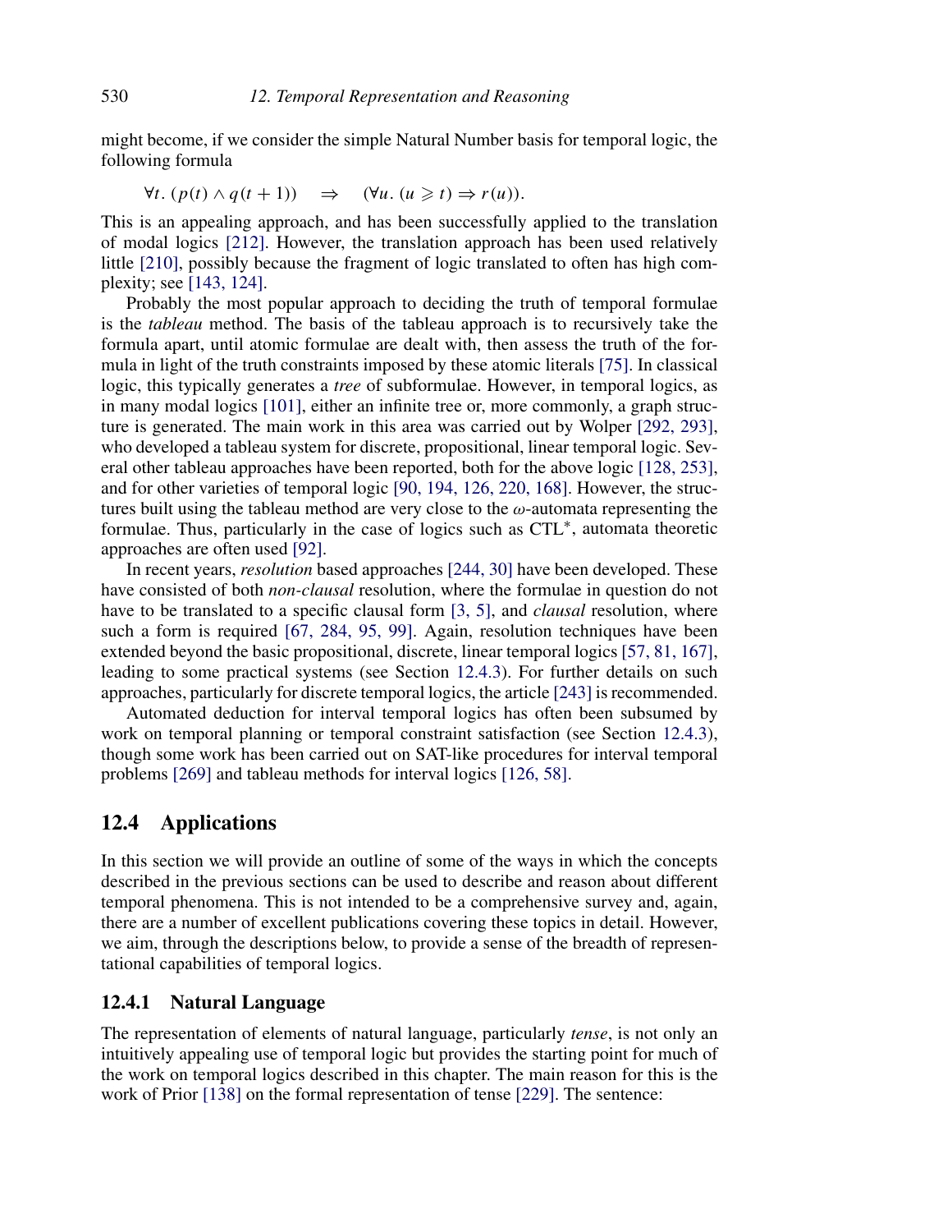might become, if we consider the simple Natural Number basis for temporal logic, the following formula

$$\forall t.\ (p(t) \wedge q(t+1)) \quad \Rightarrow \quad (\forall u.\ (u \geqslant t) \Rightarrow r(u)).$$

This is an appealing approach, and has been successfully applied to the translation of modal logics [212]. However, the translation approach has been used relatively little [210], possibly because the fragment of logic translated to often has high complexity; see [143, 124].

Probably the most popular approach to deciding the truth of temporal formulae is the *tableau* method. The basis of the tableau approach is to recursively take the formula apart, until atomic formulae are dealt with, then assess the truth of the formula in light of the truth constraints imposed by these atomic literals [75]. In classical logic, this typically generates a *tree* of subformulae. However, in temporal logics, as in many modal logics [101], either an infinite tree or, more commonly, a graph structure is generated. The main work in this area was carried out by Wolper [292, 293], who developed a tableau system for discrete, propositional, linear temporal logic. Several other tableau approaches have been reported, both for the above logic [128, 253], and for other varieties of temporal logic [90, 194, 126, 220, 168]. However, the structures built using the tableau method are very close to the $\omega$-automata representing the formulae. Thus, particularly in the case of logics such as CTL$^*$, automata theoretic approaches are often used [92].

In recent years, *resolution* based approaches [244, 30] have been developed. These have consisted of both *non-clausal* resolution, where the formulae in question do not have to be translated to a specific clausal form [3, 5], and *clausal* resolution, where such a form is required [67, 284, 95, 99]. Again, resolution techniques have been extended beyond the basic propositional, discrete, linear temporal logics [57, 81, 167], leading to some practical systems (see Section 12.4.3). For further details on such approaches, particularly for discrete temporal logics, the article [243] is recommended.

Automated deduction for interval temporal logics has often been subsumed by work on temporal planning or temporal constraint satisfaction (see Section 12.4.3), though some work has been carried out on SAT-like procedures for interval temporal problems [269] and tableau methods for interval logics [126, 58].

## 12.4 Applications

In this section we will provide an outline of some of the ways in which the concepts described in the previous sections can be used to describe and reason about different temporal phenomena. This is not intended to be a comprehensive survey and, again, there are a number of excellent publications covering these topics in detail. However, we aim, through the descriptions below, to provide a sense of the breadth of representational capabilities of temporal logics.

### 12.4.1 Natural Language

The representation of elements of natural language, particularly *tense*, is not only an intuitively appealing use of temporal logic but provides the starting point for much of the work on temporal logics described in this chapter. The main reason for this is the work of Prior [138] on the formal representation of tense [229]. The sentence: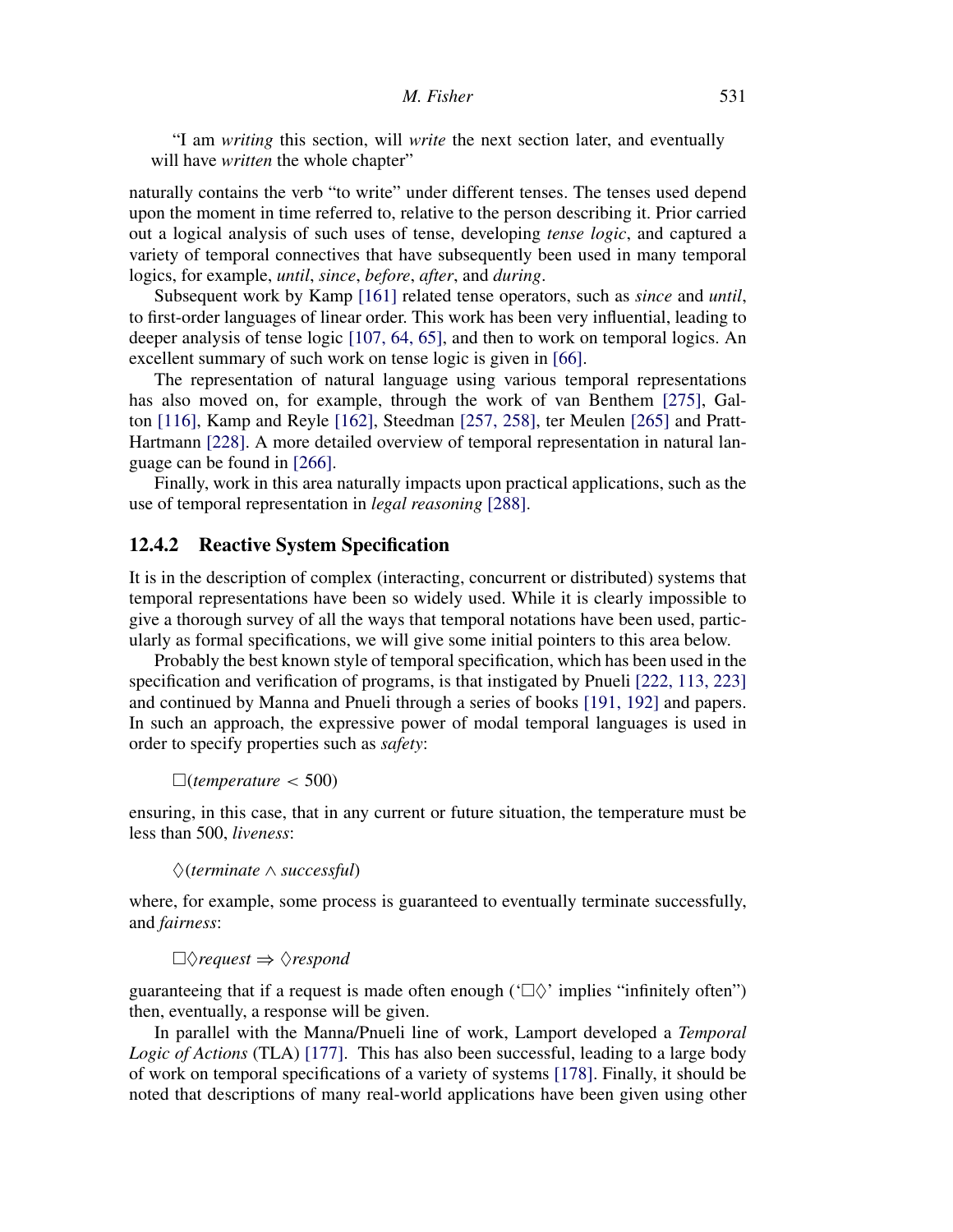"I am *writing* this section, will *write* the next section later, and eventually will have *written* the whole chapter"

naturally contains the verb "to write" under different tenses. The tenses used depend upon the moment in time referred to, relative to the person describing it. Prior carried out a logical analysis of such uses of tense, developing *tense logic*, and captured a variety of temporal connectives that have subsequently been used in many temporal logics, for example, *until*, *since*, *before*, *after*, and *during*.

Subsequent work by Kamp [161] related tense operators, such as *since* and *until*, to first-order languages of linear order. This work has been very influential, leading to deeper analysis of tense logic [107, 64, 65], and then to work on temporal logics. An excellent summary of such work on tense logic is given in [66].

The representation of natural language using various temporal representations has also moved on, for example, through the work of van Benthem [275], Galton [116], Kamp and Reyle [162], Steedman [257, 258], ter Meulen [265] and Pratt-Hartmann [228]. A more detailed overview of temporal representation in natural language can be found in [266].

Finally, work in this area naturally impacts upon practical applications, such as the use of temporal representation in *legal reasoning* [288].

### 12.4.2 Reactive System Specification

It is in the description of complex (interacting, concurrent or distributed) systems that temporal representations have been so widely used. While it is clearly impossible to give a thorough survey of all the ways that temporal notations have been used, particularly as formal specifications, we will give some initial pointers to this area below.

Probably the best known style of temporal specification, which has been used in the specification and verification of programs, is that instigated by Pnueli [222, 113, 223] and continued by Manna and Pnueli through a series of books [191, 192] and papers. In such an approach, the expressive power of modal temporal languages is used in order to specify properties such as *safety*:

$$\Box(\mathit{temperature} < 500)$$

ensuring, in this case, that in any current or future situation, the temperature must be less than 500, *liveness*:

$$\Diamond(\mathit{terminate} \wedge \mathit{successful})$$

where, for example, some process is guaranteed to eventually terminate successfully, and *fairness*:

$$\Box\Diamond \mathit{request} \Rightarrow \Diamond \mathit{respond}$$

guaranteeing that if a request is made often enough ('$\Box\Diamond$' implies "infinitely often") then, eventually, a response will be given.

In parallel with the Manna/Pnueli line of work, Lamport developed a *Temporal Logic of Actions* (TLA) [177]. This has also been successful, leading to a large body of work on temporal specifications of a variety of systems [178]. Finally, it should be noted that descriptions of many real-world applications have been given using other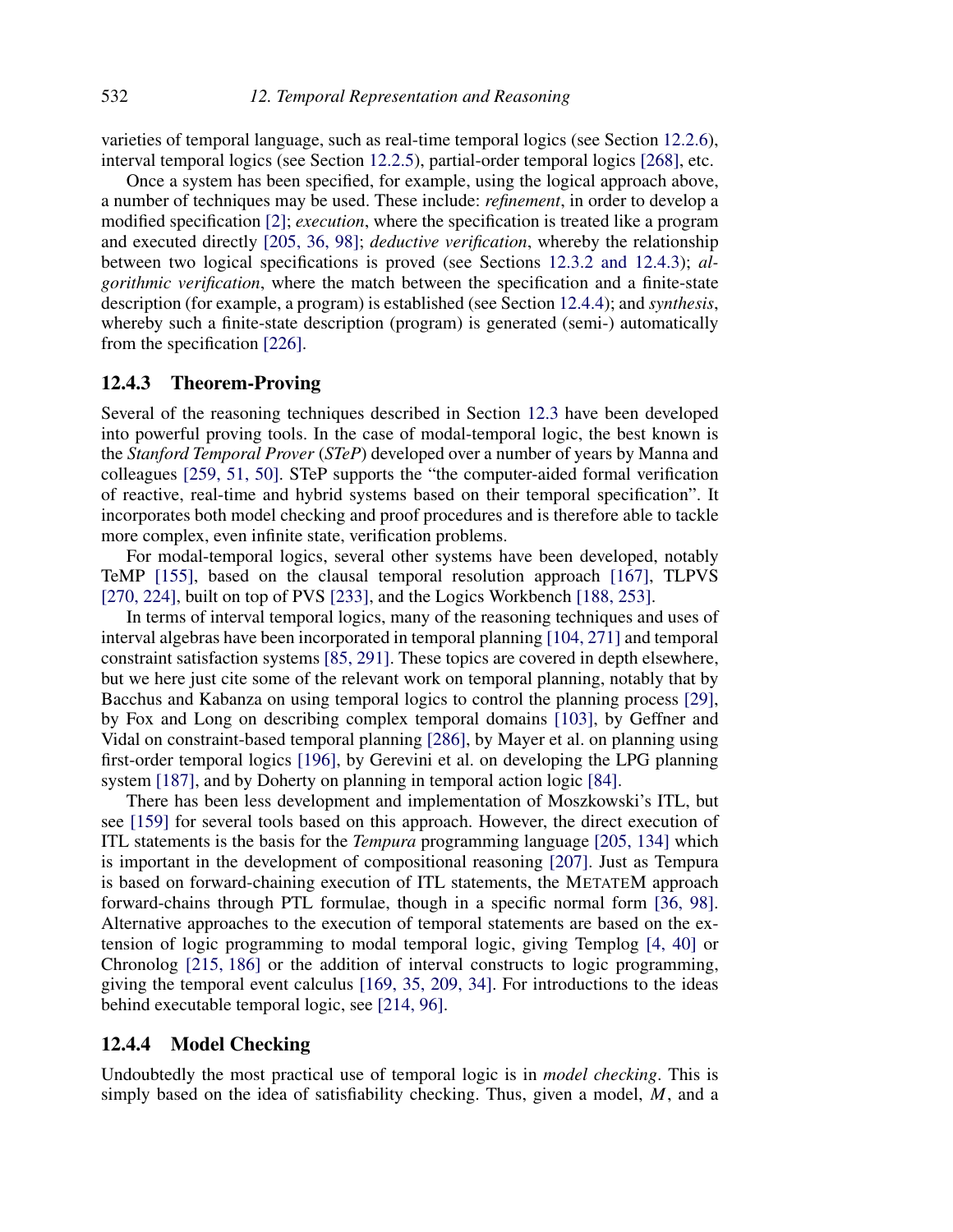varieties of temporal language, such as real-time temporal logics (see Section 12.2.6), interval temporal logics (see Section 12.2.5), partial-order temporal logics [268], etc.

Once a system has been specified, for example, using the logical approach above, a number of techniques may be used. These include: *refinement*, in order to develop a modified specification [2]; *execution*, where the specification is treated like a program and executed directly [205, 36, 98]; *deductive verification*, whereby the relationship between two logical specifications is proved (see Sections 12.3.2 and 12.4.3); *algorithmic verification*, where the match between the specification and a finite-state description (for example, a program) is established (see Section 12.4.4); and *synthesis*, whereby such a finite-state description (program) is generated (semi-) automatically from the specification [226].

### 12.4.3 Theorem-Proving

Several of the reasoning techniques described in Section 12.3 have been developed into powerful proving tools. In the case of modal-temporal logic, the best known is the *Stanford Temporal Prover* (*STeP*) developed over a number of years by Manna and colleagues [259, 51, 50]. STeP supports the "the computer-aided formal verification of reactive, real-time and hybrid systems based on their temporal specification". It incorporates both model checking and proof procedures and is therefore able to tackle more complex, even infinite state, verification problems.

For modal-temporal logics, several other systems have been developed, notably TeMP [155], based on the clausal temporal resolution approach [167], TLPVS [270, 224], built on top of PVS [233], and the Logics Workbench [188, 253].

In terms of interval temporal logics, many of the reasoning techniques and uses of interval algebras have been incorporated in temporal planning [104, 271] and temporal constraint satisfaction systems [85, 291]. These topics are covered in depth elsewhere, but we here just cite some of the relevant work on temporal planning, notably that by Bacchus and Kabanza on using temporal logics to control the planning process [29], by Fox and Long on describing complex temporal domains [103], by Geffner and Vidal on constraint-based temporal planning [286], by Mayer et al. on planning using first-order temporal logics [196], by Gerevini et al. on developing the LPG planning system [187], and by Doherty on planning in temporal action logic [84].

There has been less development and implementation of Moszkowski's ITL, but see [159] for several tools based on this approach. However, the direct execution of ITL statements is the basis for the *Tempura* programming language [205, 134] which is important in the development of compositional reasoning [207]. Just as Tempura is based on forward-chaining execution of ITL statements, the METATEM approach forward-chains through PTL formulae, though in a specific normal form [36, 98]. Alternative approaches to the execution of temporal statements are based on the extension of logic programming to modal temporal logic, giving Templog [4, 40] or Chronolog [215, 186] or the addition of interval constructs to logic programming, giving the temporal event calculus [169, 35, 209, 34]. For introductions to the ideas behind executable temporal logic, see [214, 96].

### 12.4.4 Model Checking

Undoubtedly the most practical use of temporal logic is in *model checking*. This is simply based on the idea of satisfiability checking. Thus, given a model, $M$, and a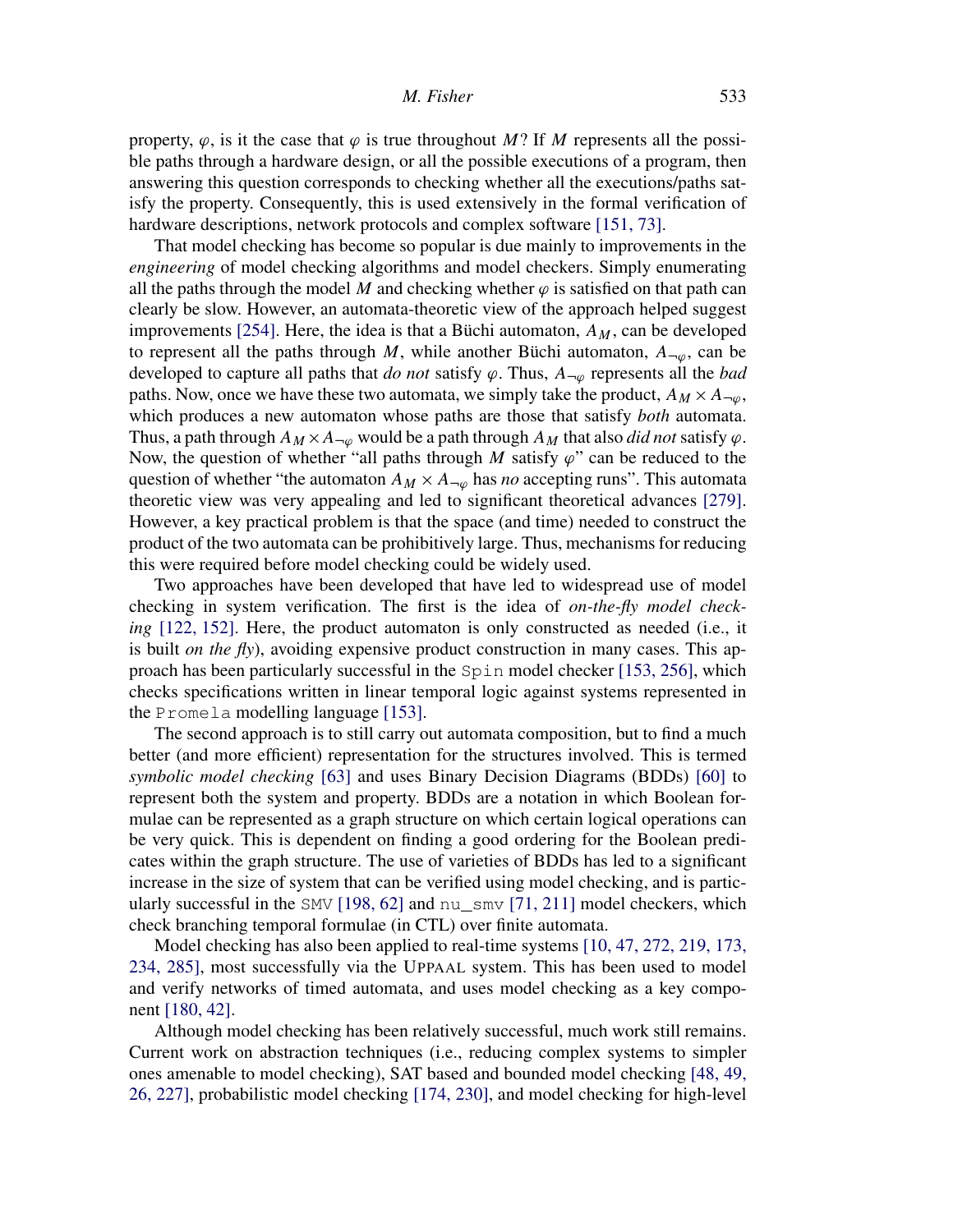property, $\varphi$, is it the case that $\varphi$ is true throughout $M$? If $M$ represents all the possible paths through a hardware design, or all the possible executions of a program, then answering this question corresponds to checking whether all the executions/paths satisfy the property. Consequently, this is used extensively in the formal verification of hardware descriptions, network protocols and complex software [151, 73].

That model checking has become so popular is due mainly to improvements in the *engineering* of model checking algorithms and model checkers. Simply enumerating all the paths through the model $M$ and checking whether $\varphi$ is satisfied on that path can clearly be slow. However, an automata-theoretic view of the approach helped suggest improvements [254]. Here, the idea is that a Büchi automaton, $A_M$, can be developed to represent all the paths through $M$, while another Büchi automaton, $A_{\neg\varphi}$, can be developed to capture all paths that *do not* satisfy $\varphi$. Thus, $A_{\neg\varphi}$ represents all the *bad* paths. Now, once we have these two automata, we simply take the product, $A_M \times A_{\neg\varphi}$, which produces a new automaton whose paths are those that satisfy *both* automata. Thus, a path through $A_M \times A_{\neg\varphi}$ would be a path through $A_M$ that also *did not* satisfy $\varphi$. Now, the question of whether "all paths through $M$ satisfy $\varphi$" can be reduced to the question of whether "the automaton $A_M \times A_{\neg\varphi}$ has *no* accepting runs". This automata theoretic view was very appealing and led to significant theoretical advances [279]. However, a key practical problem is that the space (and time) needed to construct the product of the two automata can be prohibitively large. Thus, mechanisms for reducing this were required before model checking could be widely used.

Two approaches have been developed that have led to widespread use of model checking in system verification. The first is the idea of *on-the-fly model checking* [122, 152]. Here, the product automaton is only constructed as needed (i.e., it is built *on the fly*), avoiding expensive product construction in many cases. This approach has been particularly successful in the `Spin` model checker [153, 256], which checks specifications written in linear temporal logic against systems represented in the `Promela` modelling language [153].

The second approach is to still carry out automata composition, but to find a much better (and more efficient) representation for the structures involved. This is termed *symbolic model checking* [63] and uses Binary Decision Diagrams (BDDs) [60] to represent both the system and property. BDDs are a notation in which Boolean formulae can be represented as a graph structure on which certain logical operations can be very quick. This is dependent on finding a good ordering for the Boolean predicates within the graph structure. The use of varieties of BDDs has led to a significant increase in the size of system that can be verified using model checking, and is particularly successful in the `SMV` [198, 62] and `nu_smv` [71, 211] model checkers, which check branching temporal formulae (in CTL) over finite automata.

Model checking has also been applied to real-time systems [10, 47, 272, 219, 173, 234, 285], most successfully via the UPPAAL system. This has been used to model and verify networks of timed automata, and uses model checking as a key component [180, 42].

Although model checking has been relatively successful, much work still remains. Current work on abstraction techniques (i.e., reducing complex systems to simpler ones amenable to model checking), SAT based and bounded model checking [48, 49, 26, 227], probabilistic model checking [174, 230], and model checking for high-level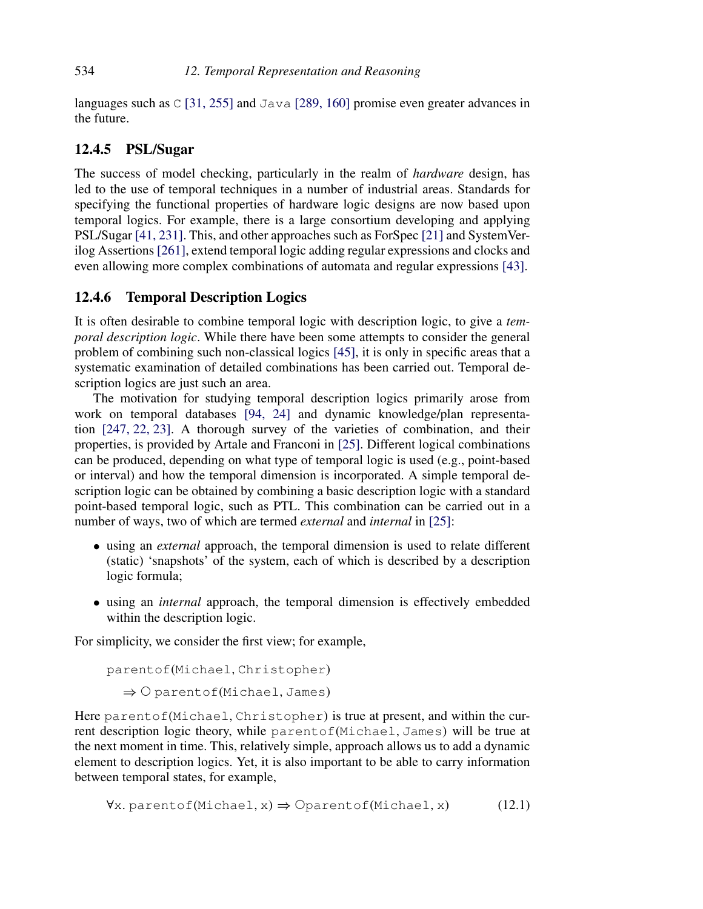languages such as C [31, 255] and Java [289, 160] promise even greater advances in the future.

### 12.4.5 PSL/Sugar

The success of model checking, particularly in the realm of *hardware* design, has led to the use of temporal techniques in a number of industrial areas. Standards for specifying the functional properties of hardware logic designs are now based upon temporal logics. For example, there is a large consortium developing and applying PSL/Sugar [41, 231]. This, and other approaches such as ForSpec [21] and SystemVerilog Assertions [261], extend temporal logic adding regular expressions and clocks and even allowing more complex combinations of automata and regular expressions [43].

### 12.4.6 Temporal Description Logics

It is often desirable to combine temporal logic with description logic, to give a *temporal description logic*. While there have been some attempts to consider the general problem of combining such non-classical logics [45], it is only in specific areas that a systematic examination of detailed combinations has been carried out. Temporal description logics are just such an area.

The motivation for studying temporal description logics primarily arose from work on temporal databases [94, 24] and dynamic knowledge/plan representation [247, 22, 23]. A thorough survey of the varieties of combination, and their properties, is provided by Artale and Franconi in [25]. Different logical combinations can be produced, depending on what type of temporal logic is used (e.g., point-based or interval) and how the temporal dimension is incorporated. A simple temporal description logic can be obtained by combining a basic description logic with a standard point-based temporal logic, such as PTL. This combination can be carried out in a number of ways, two of which are termed *external* and *internal* in [25]:

- using an *external* approach, the temporal dimension is used to relate different (static) 'snapshots' of the system, each of which is described by a description logic formula;
- using an *internal* approach, the temporal dimension is effectively embedded within the description logic.

For simplicity, we consider the first view; for example,

$$\begin{aligned}&\mathtt{parentof}(\mathtt{Michael}, \mathtt{Christopher})\\&\quad\Rightarrow \bigcirc\, \mathtt{parentof}(\mathtt{Michael}, \mathtt{James})\end{aligned}$$

Here parentof(Michael, Christopher) is true at present, and within the current description logic theory, while parentof(Michael, James) will be true at the next moment in time. This, relatively simple, approach allows us to add a dynamic element to description logics. Yet, it is also important to be able to carry information between temporal states, for example,

$$\forall \mathtt{x}.\ \mathtt{parentof}(\mathtt{Michael}, \mathtt{x}) \Rightarrow \bigcirc \mathtt{parentof}(\mathtt{Michael}, \mathtt{x}) \tag{12.1}$$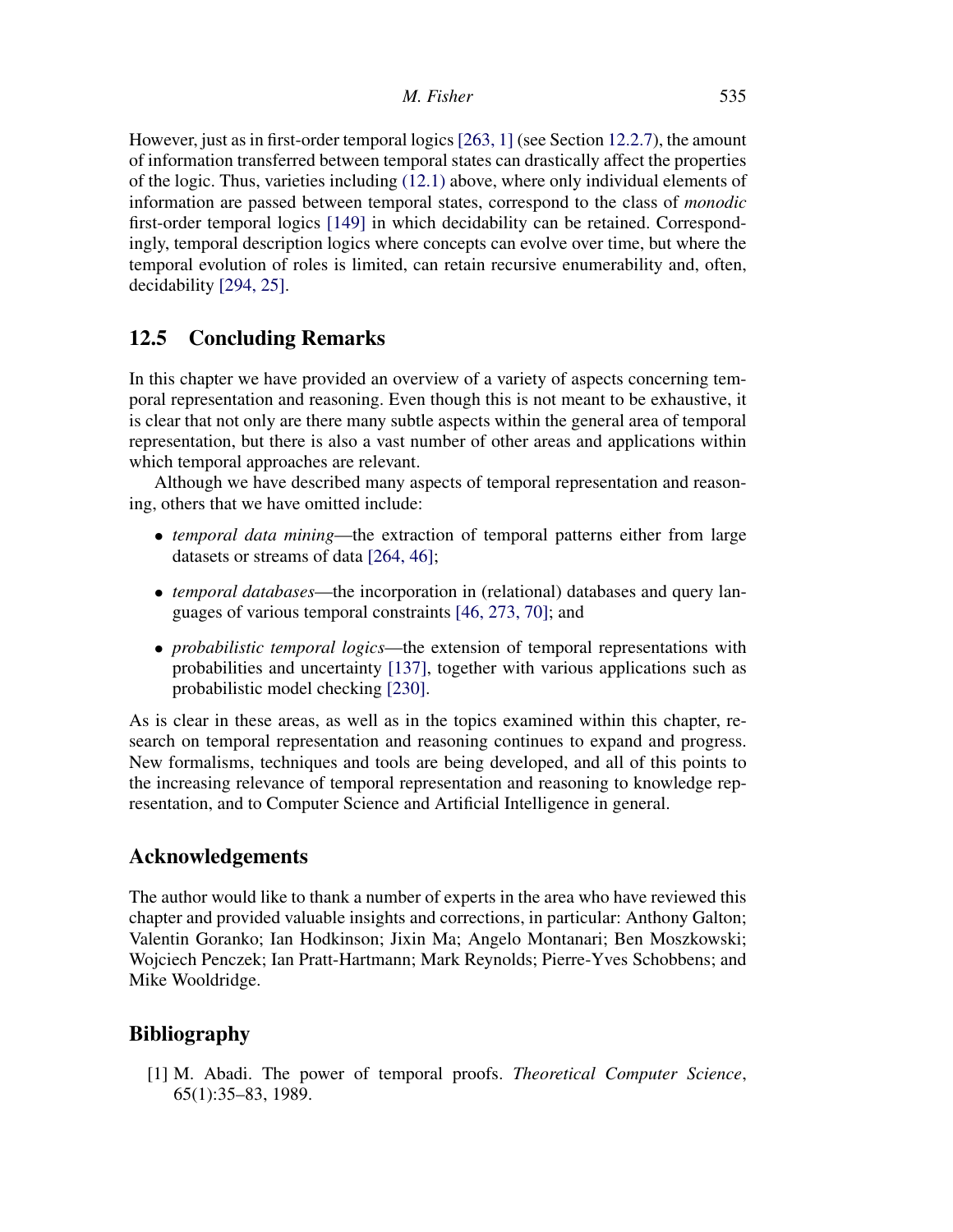However, just as in first-order temporal logics [263, 1] (see Section 12.2.7), the amount of information transferred between temporal states can drastically affect the properties of the logic. Thus, varieties including (12.1) above, where only individual elements of information are passed between temporal states, correspond to the class of *monodic* first-order temporal logics [149] in which decidability can be retained. Correspondingly, temporal description logics where concepts can evolve over time, but where the temporal evolution of roles is limited, can retain recursive enumerability and, often, decidability [294, 25].

## 12.5 Concluding Remarks

In this chapter we have provided an overview of a variety of aspects concerning temporal representation and reasoning. Even though this is not meant to be exhaustive, it is clear that not only are there many subtle aspects within the general area of temporal representation, but there is also a vast number of other areas and applications within which temporal approaches are relevant.

Although we have described many aspects of temporal representation and reasoning, others that we have omitted include:

- *temporal data mining*—the extraction of temporal patterns either from large datasets or streams of data [264, 46];
- *temporal databases*—the incorporation in (relational) databases and query languages of various temporal constraints [46, 273, 70]; and
- *probabilistic temporal logics*—the extension of temporal representations with probabilities and uncertainty [137], together with various applications such as probabilistic model checking [230].

As is clear in these areas, as well as in the topics examined within this chapter, research on temporal representation and reasoning continues to expand and progress. New formalisms, techniques and tools are being developed, and all of this points to the increasing relevance of temporal representation and reasoning to knowledge representation, and to Computer Science and Artificial Intelligence in general.

## Acknowledgements

The author would like to thank a number of experts in the area who have reviewed this chapter and provided valuable insights and corrections, in particular: Anthony Galton; Valentin Goranko; Ian Hodkinson; Jixin Ma; Angelo Montanari; Ben Moszkowski; Wojciech Penczek; Ian Pratt-Hartmann; Mark Reynolds; Pierre-Yves Schobbens; and Mike Wooldridge.

## Bibliography

[1] M. Abadi. The power of temporal proofs. *Theoretical Computer Science*, 65(1):35–83, 1989.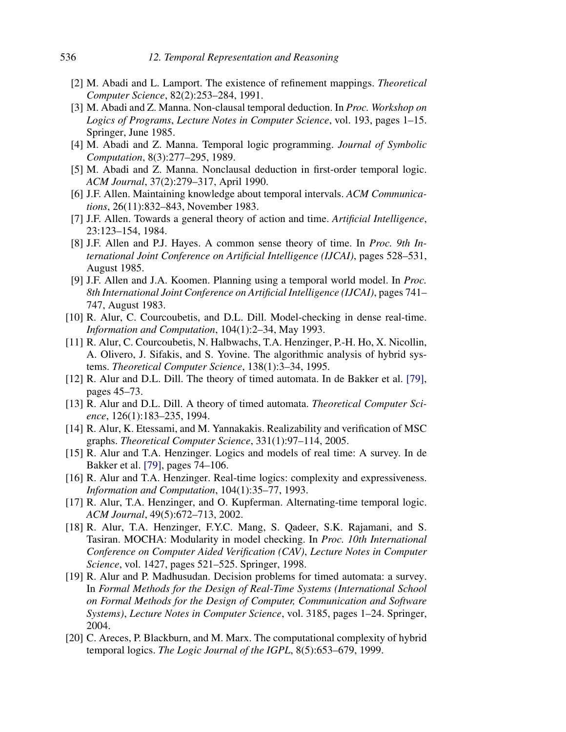[2] M. Abadi and L. Lamport. The existence of refinement mappings. *Theoretical Computer Science*, 82(2):253–284, 1991.

[3] M. Abadi and Z. Manna. Non-clausal temporal deduction. In *Proc. Workshop on Logics of Programs*, *Lecture Notes in Computer Science*, vol. 193, pages 1–15. Springer, June 1985.

[4] M. Abadi and Z. Manna. Temporal logic programming. *Journal of Symbolic Computation*, 8(3):277–295, 1989.

[5] M. Abadi and Z. Manna. Nonclausal deduction in first-order temporal logic. *ACM Journal*, 37(2):279–317, April 1990.

[6] J.F. Allen. Maintaining knowledge about temporal intervals. *ACM Communications*, 26(11):832–843, November 1983.

[7] J.F. Allen. Towards a general theory of action and time. *Artificial Intelligence*, 23:123–154, 1984.

[8] J.F. Allen and P.J. Hayes. A common sense theory of time. In *Proc. 9th International Joint Conference on Artificial Intelligence (IJCAI)*, pages 528–531, August 1985.

[9] J.F. Allen and J.A. Koomen. Planning using a temporal world model. In *Proc. 8th International Joint Conference on Artificial Intelligence (IJCAI)*, pages 741–747, August 1983.

[10] R. Alur, C. Courcoubetis, and D.L. Dill. Model-checking in dense real-time. *Information and Computation*, 104(1):2–34, May 1993.

[11] R. Alur, C. Courcoubetis, N. Halbwachs, T.A. Henzinger, P.-H. Ho, X. Nicollin, A. Olivero, J. Sifakis, and S. Yovine. The algorithmic analysis of hybrid systems. *Theoretical Computer Science*, 138(1):3–34, 1995.

[12] R. Alur and D.L. Dill. The theory of timed automata. In de Bakker et al. [79], pages 45–73.

[13] R. Alur and D.L. Dill. A theory of timed automata. *Theoretical Computer Science*, 126(1):183–235, 1994.

[14] R. Alur, K. Etessami, and M. Yannakakis. Realizability and verification of MSC graphs. *Theoretical Computer Science*, 331(1):97–114, 2005.

[15] R. Alur and T.A. Henzinger. Logics and models of real time: A survey. In de Bakker et al. [79], pages 74–106.

[16] R. Alur and T.A. Henzinger. Real-time logics: complexity and expressiveness. *Information and Computation*, 104(1):35–77, 1993.

[17] R. Alur, T.A. Henzinger, and O. Kupferman. Alternating-time temporal logic. *ACM Journal*, 49(5):672–713, 2002.

[18] R. Alur, T.A. Henzinger, F.Y.C. Mang, S. Qadeer, S.K. Rajamani, and S. Tasiran. MOCHA: Modularity in model checking. In *Proc. 10th International Conference on Computer Aided Verification (CAV)*, *Lecture Notes in Computer Science*, vol. 1427, pages 521–525. Springer, 1998.

[19] R. Alur and P. Madhusudan. Decision problems for timed automata: a survey. In *Formal Methods for the Design of Real-Time Systems (International School on Formal Methods for the Design of Computer, Communication and Software Systems)*, *Lecture Notes in Computer Science*, vol. 3185, pages 1–24. Springer, 2004.

[20] C. Areces, P. Blackburn, and M. Marx. The computational complexity of hybrid temporal logics. *The Logic Journal of the IGPL*, 8(5):653–679, 1999.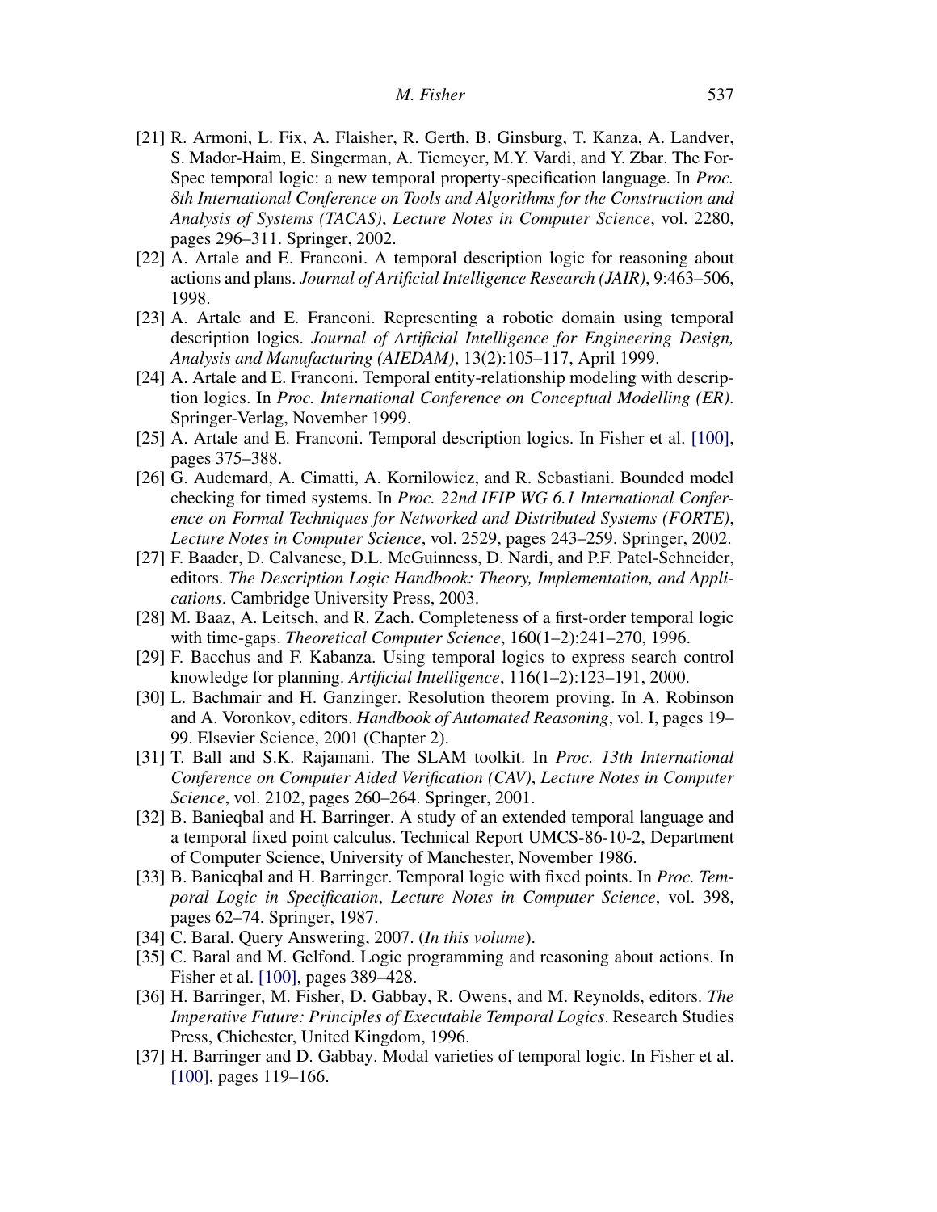[21] R. Armoni, L. Fix, A. Flaisher, R. Gerth, B. Ginsburg, T. Kanza, A. Landver, S. Mador-Haim, E. Singerman, A. Tiemeyer, M.Y. Vardi, and Y. Zbar. The ForSpec temporal logic: a new temporal property-specification language. In *Proc. 8th International Conference on Tools and Algorithms for the Construction and Analysis of Systems (TACAS)*, *Lecture Notes in Computer Science*, vol. 2280, pages 296–311. Springer, 2002.

[22] A. Artale and E. Franconi. A temporal description logic for reasoning about actions and plans. *Journal of Artificial Intelligence Research (JAIR)*, 9:463–506, 1998.

[23] A. Artale and E. Franconi. Representing a robotic domain using temporal description logics. *Journal of Artificial Intelligence for Engineering Design, Analysis and Manufacturing (AIEDAM)*, 13(2):105–117, April 1999.

[24] A. Artale and E. Franconi. Temporal entity-relationship modeling with description logics. In *Proc. International Conference on Conceptual Modelling (ER)*. Springer-Verlag, November 1999.

[25] A. Artale and E. Franconi. Temporal description logics. In Fisher et al. [100], pages 375–388.

[26] G. Audemard, A. Cimatti, A. Kornilowicz, and R. Sebastiani. Bounded model checking for timed systems. In *Proc. 22nd IFIP WG 6.1 International Conference on Formal Techniques for Networked and Distributed Systems (FORTE)*, *Lecture Notes in Computer Science*, vol. 2529, pages 243–259. Springer, 2002.

[27] F. Baader, D. Calvanese, D.L. McGuinness, D. Nardi, and P.F. Patel-Schneider, editors. *The Description Logic Handbook: Theory, Implementation, and Applications*. Cambridge University Press, 2003.

[28] M. Baaz, A. Leitsch, and R. Zach. Completeness of a first-order temporal logic with time-gaps. *Theoretical Computer Science*, 160(1–2):241–270, 1996.

[29] F. Bacchus and F. Kabanza. Using temporal logics to express search control knowledge for planning. *Artificial Intelligence*, 116(1–2):123–191, 2000.

[30] L. Bachmair and H. Ganzinger. Resolution theorem proving. In A. Robinson and A. Voronkov, editors. *Handbook of Automated Reasoning*, vol. I, pages 19–99. Elsevier Science, 2001 (Chapter 2).

[31] T. Ball and S.K. Rajamani. The SLAM toolkit. In *Proc. 13th International Conference on Computer Aided Verification (CAV)*, *Lecture Notes in Computer Science*, vol. 2102, pages 260–264. Springer, 2001.

[32] B. Banieqbal and H. Barringer. A study of an extended temporal language and a temporal fixed point calculus. Technical Report UMCS-86-10-2, Department of Computer Science, University of Manchester, November 1986.

[33] B. Banieqbal and H. Barringer. Temporal logic with fixed points. In *Proc. Temporal Logic in Specification*, *Lecture Notes in Computer Science*, vol. 398, pages 62–74. Springer, 1987.

[34] C. Baral. Query Answering, 2007. (*In this volume*).

[35] C. Baral and M. Gelfond. Logic programming and reasoning about actions. In Fisher et al. [100], pages 389–428.

[36] H. Barringer, M. Fisher, D. Gabbay, R. Owens, and M. Reynolds, editors. *The Imperative Future: Principles of Executable Temporal Logics*. Research Studies Press, Chichester, United Kingdom, 1996.

[37] H. Barringer and D. Gabbay. Modal varieties of temporal logic. In Fisher et al. [100], pages 119–166.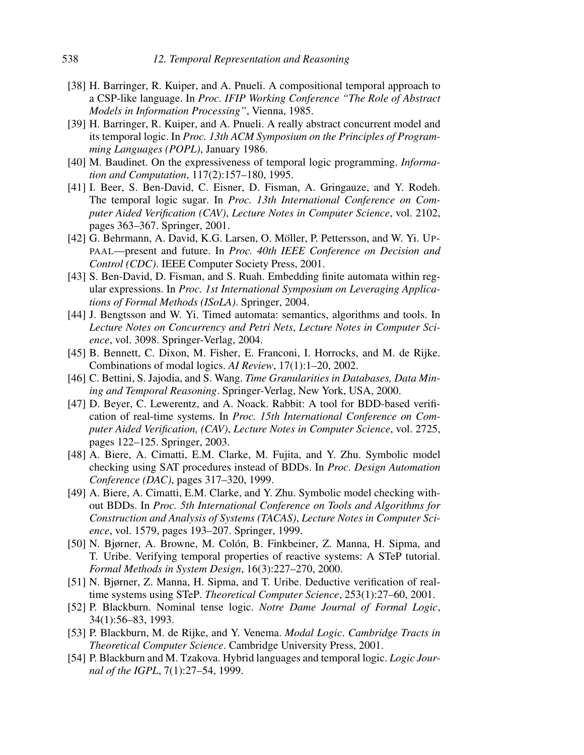[38] H. Barringer, R. Kuiper, and A. Pnueli. A compositional temporal approach to a CSP-like language. In *Proc. IFIP Working Conference "The Role of Abstract Models in Information Processing"*, Vienna, 1985.

[39] H. Barringer, R. Kuiper, and A. Pnueli. A really abstract concurrent model and its temporal logic. In *Proc. 13th ACM Symposium on the Principles of Programming Languages (POPL)*, January 1986.

[40] M. Baudinet. On the expressiveness of temporal logic programming. *Information and Computation*, 117(2):157–180, 1995.

[41] I. Beer, S. Ben-David, C. Eisner, D. Fisman, A. Gringauze, and Y. Rodeh. The temporal logic sugar. In *Proc. 13th International Conference on Computer Aided Verification (CAV)*, *Lecture Notes in Computer Science*, vol. 2102, pages 363–367. Springer, 2001.

[42] G. Behrmann, A. David, K.G. Larsen, O. Möller, P. Pettersson, and W. Yi. UPPAAL—present and future. In *Proc. 40th IEEE Conference on Decision and Control (CDC)*. IEEE Computer Society Press, 2001.

[43] S. Ben-David, D. Fisman, and S. Ruah. Embedding finite automata within regular expressions. In *Proc. 1st International Symposium on Leveraging Applications of Formal Methods (ISoLA)*. Springer, 2004.

[44] J. Bengtsson and W. Yi. Timed automata: semantics, algorithms and tools. In *Lecture Notes on Concurrency and Petri Nets*, *Lecture Notes in Computer Science*, vol. 3098. Springer-Verlag, 2004.

[45] B. Bennett, C. Dixon, M. Fisher, E. Franconi, I. Horrocks, and M. de Rijke. Combinations of modal logics. *AI Review*, 17(1):1–20, 2002.

[46] C. Bettini, S. Jajodia, and S. Wang. *Time Granularities in Databases, Data Mining and Temporal Reasoning*. Springer-Verlag, New York, USA, 2000.

[47] D. Beyer, C. Lewerentz, and A. Noack. Rabbit: A tool for BDD-based verification of real-time systems. In *Proc. 15th International Conference on Computer Aided Verification, (CAV)*, *Lecture Notes in Computer Science*, vol. 2725, pages 122–125. Springer, 2003.

[48] A. Biere, A. Cimatti, E.M. Clarke, M. Fujita, and Y. Zhu. Symbolic model checking using SAT procedures instead of BDDs. In *Proc. Design Automation Conference (DAC)*, pages 317–320, 1999.

[49] A. Biere, A. Cimatti, E.M. Clarke, and Y. Zhu. Symbolic model checking without BDDs. In *Proc. 5th International Conference on Tools and Algorithms for Construction and Analysis of Systems (TACAS)*, *Lecture Notes in Computer Science*, vol. 1579, pages 193–207. Springer, 1999.

[50] N. Bjørner, A. Browne, M. Colón, B. Finkbeiner, Z. Manna, H. Sipma, and T. Uribe. Verifying temporal properties of reactive systems: A STeP tutorial. *Formal Methods in System Design*, 16(3):227–270, 2000.

[51] N. Bjørner, Z. Manna, H. Sipma, and T. Uribe. Deductive verification of real-time systems using STeP. *Theoretical Computer Science*, 253(1):27–60, 2001.

[52] P. Blackburn. Nominal tense logic. *Notre Dame Journal of Formal Logic*, 34(1):56–83, 1993.

[53] P. Blackburn, M. de Rijke, and Y. Venema. *Modal Logic*. *Cambridge Tracts in Theoretical Computer Science*. Cambridge University Press, 2001.

[54] P. Blackburn and M. Tzakova. Hybrid languages and temporal logic. *Logic Journal of the IGPL*, 7(1):27–54, 1999.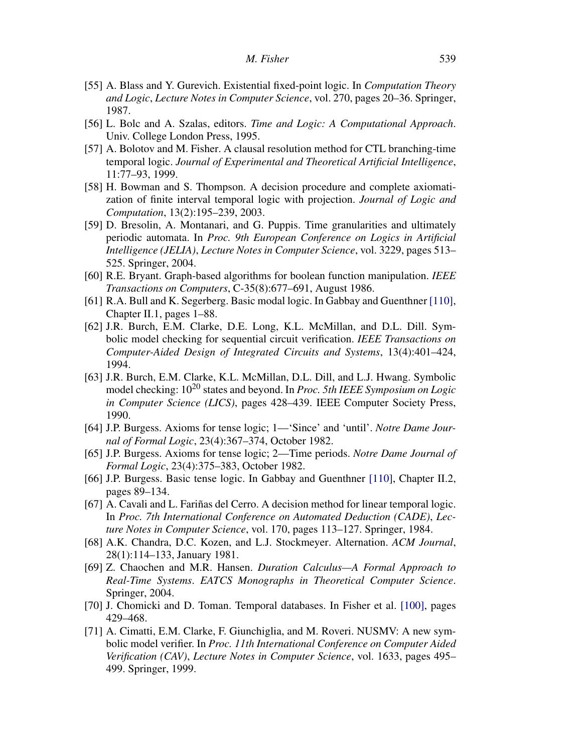[55] A. Blass and Y. Gurevich. Existential fixed-point logic. In *Computation Theory and Logic*, *Lecture Notes in Computer Science*, vol. 270, pages 20–36. Springer, 1987.

[56] L. Bolc and A. Szalas, editors. *Time and Logic: A Computational Approach*. Univ. College London Press, 1995.

[57] A. Bolotov and M. Fisher. A clausal resolution method for CTL branching-time temporal logic. *Journal of Experimental and Theoretical Artificial Intelligence*, 11:77–93, 1999.

[58] H. Bowman and S. Thompson. A decision procedure and complete axiomatization of finite interval temporal logic with projection. *Journal of Logic and Computation*, 13(2):195–239, 2003.

[59] D. Bresolin, A. Montanari, and G. Puppis. Time granularities and ultimately periodic automata. In *Proc. 9th European Conference on Logics in Artificial Intelligence (JELIA)*, *Lecture Notes in Computer Science*, vol. 3229, pages 513–525. Springer, 2004.

[60] R.E. Bryant. Graph-based algorithms for boolean function manipulation. *IEEE Transactions on Computers*, C-35(8):677–691, August 1986.

[61] R.A. Bull and K. Segerberg. Basic modal logic. In Gabbay and Guenthner [110], Chapter II.1, pages 1–88.

[62] J.R. Burch, E.M. Clarke, D.E. Long, K.L. McMillan, and D.L. Dill. Symbolic model checking for sequential circuit verification. *IEEE Transactions on Computer-Aided Design of Integrated Circuits and Systems*, 13(4):401–424, 1994.

[63] J.R. Burch, E.M. Clarke, K.L. McMillan, D.L. Dill, and L.J. Hwang. Symbolic model checking: $10^{20}$ states and beyond. In *Proc. 5th IEEE Symposium on Logic in Computer Science (LICS)*, pages 428–439. IEEE Computer Society Press, 1990.

[64] J.P. Burgess. Axioms for tense logic; 1—'Since' and 'until'. *Notre Dame Journal of Formal Logic*, 23(4):367–374, October 1982.

[65] J.P. Burgess. Axioms for tense logic; 2—Time periods. *Notre Dame Journal of Formal Logic*, 23(4):375–383, October 1982.

[66] J.P. Burgess. Basic tense logic. In Gabbay and Guenthner [110], Chapter II.2, pages 89–134.

[67] A. Cavali and L. Fariñas del Cerro. A decision method for linear temporal logic. In *Proc. 7th International Conference on Automated Deduction (CADE)*, *Lecture Notes in Computer Science*, vol. 170, pages 113–127. Springer, 1984.

[68] A.K. Chandra, D.C. Kozen, and L.J. Stockmeyer. Alternation. *ACM Journal*, 28(1):114–133, January 1981.

[69] Z. Chaochen and M.R. Hansen. *Duration Calculus—A Formal Approach to Real-Time Systems*. *EATCS Monographs in Theoretical Computer Science*. Springer, 2004.

[70] J. Chomicki and D. Toman. Temporal databases. In Fisher et al. [100], pages 429–468.

[71] A. Cimatti, E.M. Clarke, F. Giunchiglia, and M. Roveri. NUSMV: A new symbolic model verifier. In *Proc. 11th International Conference on Computer Aided Verification (CAV)*, *Lecture Notes in Computer Science*, vol. 1633, pages 495–499. Springer, 1999.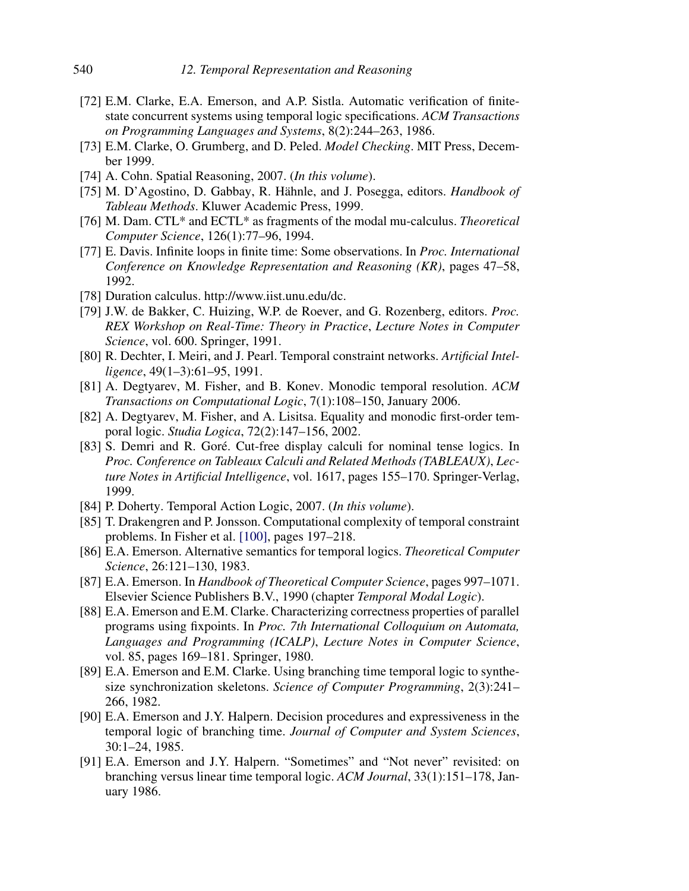[72] E.M. Clarke, E.A. Emerson, and A.P. Sistla. Automatic verification of finite-state concurrent systems using temporal logic specifications. *ACM Transactions on Programming Languages and Systems*, 8(2):244–263, 1986.

[73] E.M. Clarke, O. Grumberg, and D. Peled. *Model Checking*. MIT Press, December 1999.

[74] A. Cohn. Spatial Reasoning, 2007. (*In this volume*).

[75] M. D'Agostino, D. Gabbay, R. Hähnle, and J. Posegga, editors. *Handbook of Tableau Methods*. Kluwer Academic Press, 1999.

[76] M. Dam. CTL* and ECTL* as fragments of the modal mu-calculus. *Theoretical Computer Science*, 126(1):77–96, 1994.

[77] E. Davis. Infinite loops in finite time: Some observations. In *Proc. International Conference on Knowledge Representation and Reasoning (KR)*, pages 47–58, 1992.

[78] Duration calculus. http://www.iist.unu.edu/dc.

[79] J.W. de Bakker, C. Huizing, W.P. de Roever, and G. Rozenberg, editors. *Proc. REX Workshop on Real-Time: Theory in Practice*, *Lecture Notes in Computer Science*, vol. 600. Springer, 1991.

[80] R. Dechter, I. Meiri, and J. Pearl. Temporal constraint networks. *Artificial Intelligence*, 49(1–3):61–95, 1991.

[81] A. Degtyarev, M. Fisher, and B. Konev. Monodic temporal resolution. *ACM Transactions on Computational Logic*, 7(1):108–150, January 2006.

[82] A. Degtyarev, M. Fisher, and A. Lisitsa. Equality and monodic first-order temporal logic. *Studia Logica*, 72(2):147–156, 2002.

[83] S. Demri and R. Goré. Cut-free display calculi for nominal tense logics. In *Proc. Conference on Tableaux Calculi and Related Methods (TABLEAUX)*, *Lecture Notes in Artificial Intelligence*, vol. 1617, pages 155–170. Springer-Verlag, 1999.

[84] P. Doherty. Temporal Action Logic, 2007. (*In this volume*).

[85] T. Drakengren and P. Jonsson. Computational complexity of temporal constraint problems. In Fisher et al. [100], pages 197–218.

[86] E.A. Emerson. Alternative semantics for temporal logics. *Theoretical Computer Science*, 26:121–130, 1983.

[87] E.A. Emerson. In *Handbook of Theoretical Computer Science*, pages 997–1071. Elsevier Science Publishers B.V., 1990 (chapter *Temporal Modal Logic*).

[88] E.A. Emerson and E.M. Clarke. Characterizing correctness properties of parallel programs using fixpoints. In *Proc. 7th International Colloquium on Automata, Languages and Programming (ICALP)*, *Lecture Notes in Computer Science*, vol. 85, pages 169–181. Springer, 1980.

[89] E.A. Emerson and E.M. Clarke. Using branching time temporal logic to synthesize synchronization skeletons. *Science of Computer Programming*, 2(3):241–266, 1982.

[90] E.A. Emerson and J.Y. Halpern. Decision procedures and expressiveness in the temporal logic of branching time. *Journal of Computer and System Sciences*, 30:1–24, 1985.

[91] E.A. Emerson and J.Y. Halpern. "Sometimes" and "Not never" revisited: on branching versus linear time temporal logic. *ACM Journal*, 33(1):151–178, January 1986.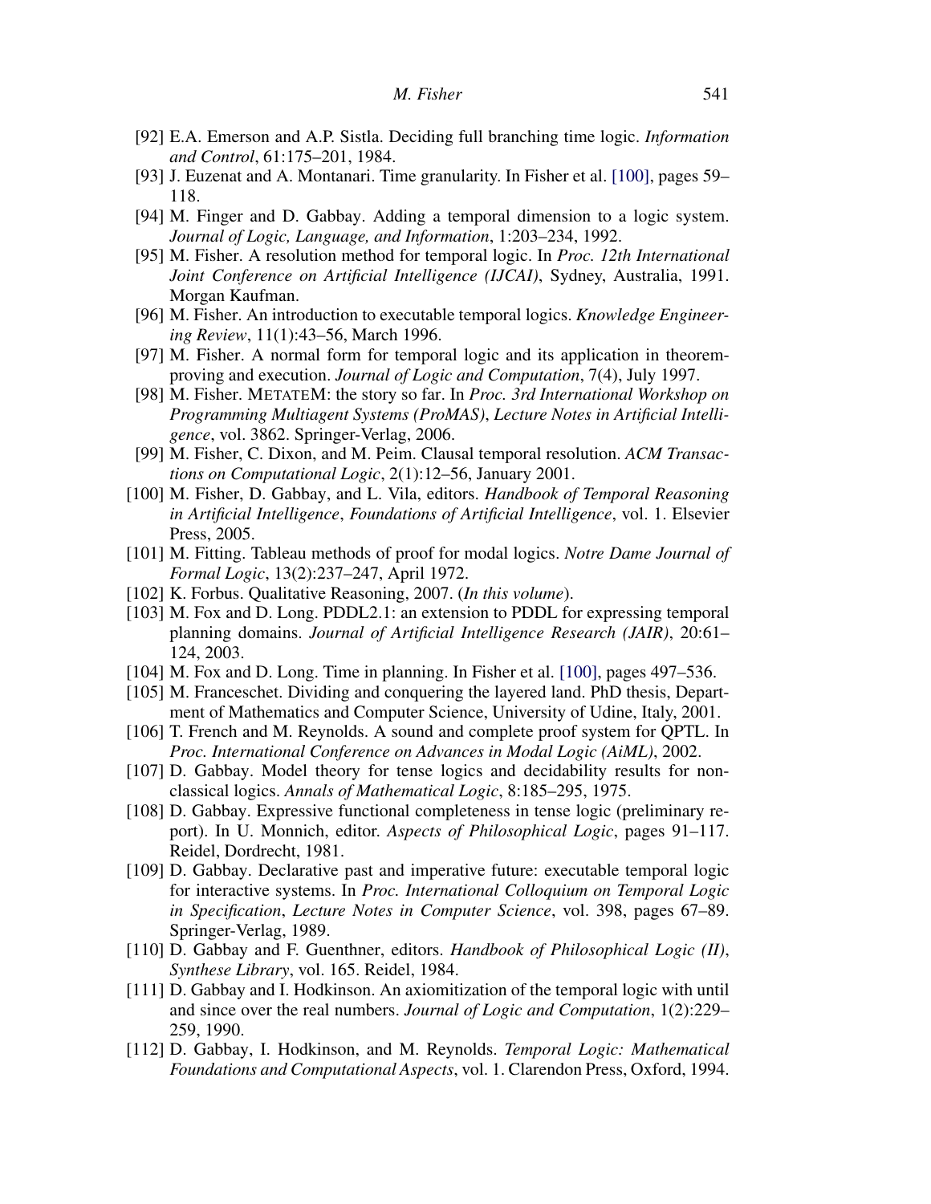[92] E.A. Emerson and A.P. Sistla. Deciding full branching time logic. *Information and Control*, 61:175–201, 1984.

[93] J. Euzenat and A. Montanari. Time granularity. In Fisher et al. [100], pages 59–118.

[94] M. Finger and D. Gabbay. Adding a temporal dimension to a logic system. *Journal of Logic, Language, and Information*, 1:203–234, 1992.

[95] M. Fisher. A resolution method for temporal logic. In *Proc. 12th International Joint Conference on Artificial Intelligence (IJCAI)*, Sydney, Australia, 1991. Morgan Kaufman.

[96] M. Fisher. An introduction to executable temporal logics. *Knowledge Engineering Review*, 11(1):43–56, March 1996.

[97] M. Fisher. A normal form for temporal logic and its application in theorem-proving and execution. *Journal of Logic and Computation*, 7(4), July 1997.

[98] M. Fisher. METATEM: the story so far. In *Proc. 3rd International Workshop on Programming Multiagent Systems (ProMAS)*, *Lecture Notes in Artificial Intelligence*, vol. 3862. Springer-Verlag, 2006.

[99] M. Fisher, C. Dixon, and M. Peim. Clausal temporal resolution. *ACM Transactions on Computational Logic*, 2(1):12–56, January 2001.

[100] M. Fisher, D. Gabbay, and L. Vila, editors. *Handbook of Temporal Reasoning in Artificial Intelligence*, *Foundations of Artificial Intelligence*, vol. 1. Elsevier Press, 2005.

[101] M. Fitting. Tableau methods of proof for modal logics. *Notre Dame Journal of Formal Logic*, 13(2):237–247, April 1972.

[102] K. Forbus. Qualitative Reasoning, 2007. (*In this volume*).

[103] M. Fox and D. Long. PDDL2.1: an extension to PDDL for expressing temporal planning domains. *Journal of Artificial Intelligence Research (JAIR)*, 20:61–124, 2003.

[104] M. Fox and D. Long. Time in planning. In Fisher et al. [100], pages 497–536.

[105] M. Franceschet. Dividing and conquering the layered land. PhD thesis, Department of Mathematics and Computer Science, University of Udine, Italy, 2001.

[106] T. French and M. Reynolds. A sound and complete proof system for QPTL. In *Proc. International Conference on Advances in Modal Logic (AiML)*, 2002.

[107] D. Gabbay. Model theory for tense logics and decidability results for non-classical logics. *Annals of Mathematical Logic*, 8:185–295, 1975.

[108] D. Gabbay. Expressive functional completeness in tense logic (preliminary report). In U. Monnich, editor. *Aspects of Philosophical Logic*, pages 91–117. Reidel, Dordrecht, 1981.

[109] D. Gabbay. Declarative past and imperative future: executable temporal logic for interactive systems. In *Proc. International Colloquium on Temporal Logic in Specification*, *Lecture Notes in Computer Science*, vol. 398, pages 67–89. Springer-Verlag, 1989.

[110] D. Gabbay and F. Guenthner, editors. *Handbook of Philosophical Logic (II)*, *Synthese Library*, vol. 165. Reidel, 1984.

[111] D. Gabbay and I. Hodkinson. An axiomitization of the temporal logic with until and since over the real numbers. *Journal of Logic and Computation*, 1(2):229–259, 1990.

[112] D. Gabbay, I. Hodkinson, and M. Reynolds. *Temporal Logic: Mathematical Foundations and Computational Aspects*, vol. 1. Clarendon Press, Oxford, 1994.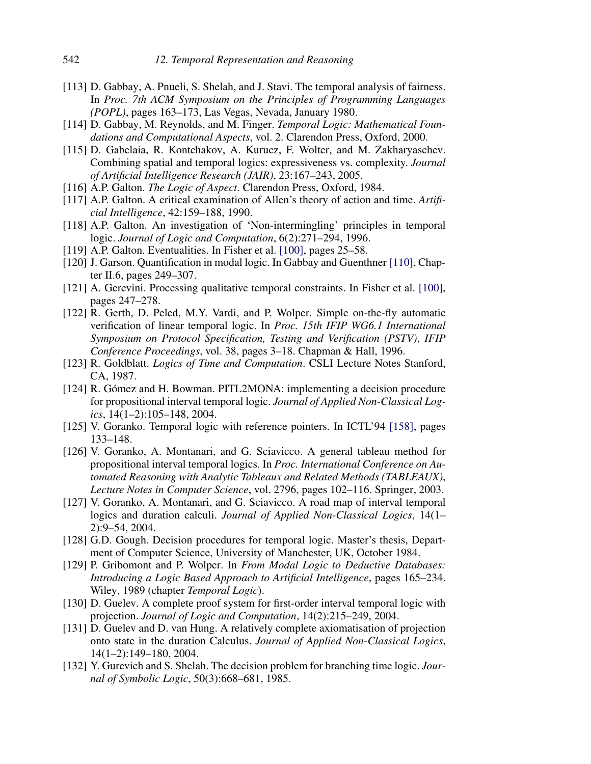[113] D. Gabbay, A. Pnueli, S. Shelah, and J. Stavi. The temporal analysis of fairness. In *Proc. 7th ACM Symposium on the Principles of Programming Languages (POPL)*, pages 163–173, Las Vegas, Nevada, January 1980.

[114] D. Gabbay, M. Reynolds, and M. Finger. *Temporal Logic: Mathematical Foundations and Computational Aspects*, vol. 2. Clarendon Press, Oxford, 2000.

[115] D. Gabelaia, R. Kontchakov, A. Kurucz, F. Wolter, and M. Zakharyaschev. Combining spatial and temporal logics: expressiveness vs. complexity. *Journal of Artificial Intelligence Research (JAIR)*, 23:167–243, 2005.

[116] A.P. Galton. *The Logic of Aspect*. Clarendon Press, Oxford, 1984.

[117] A.P. Galton. A critical examination of Allen's theory of action and time. *Artificial Intelligence*, 42:159–188, 1990.

[118] A.P. Galton. An investigation of 'Non-intermingling' principles in temporal logic. *Journal of Logic and Computation*, 6(2):271–294, 1996.

[119] A.P. Galton. Eventualities. In Fisher et al. [100], pages 25–58.

[120] J. Garson. Quantification in modal logic. In Gabbay and Guenthner [110], Chapter II.6, pages 249–307.

[121] A. Gerevini. Processing qualitative temporal constraints. In Fisher et al. [100], pages 247–278.

[122] R. Gerth, D. Peled, M.Y. Vardi, and P. Wolper. Simple on-the-fly automatic verification of linear temporal logic. In *Proc. 15th IFIP WG6.1 International Symposium on Protocol Specification, Testing and Verification (PSTV)*, *IFIP Conference Proceedings*, vol. 38, pages 3–18. Chapman & Hall, 1996.

[123] R. Goldblatt. *Logics of Time and Computation*. CSLI Lecture Notes Stanford, CA, 1987.

[124] R. Gómez and H. Bowman. PITL2MONA: implementing a decision procedure for propositional interval temporal logic. *Journal of Applied Non-Classical Logics*, 14(1–2):105–148, 2004.

[125] V. Goranko. Temporal logic with reference pointers. In ICTL'94 [158], pages 133–148.

[126] V. Goranko, A. Montanari, and G. Sciavicco. A general tableau method for propositional interval temporal logics. In *Proc. International Conference on Automated Reasoning with Analytic Tableaux and Related Methods (TABLEAUX)*, *Lecture Notes in Computer Science*, vol. 2796, pages 102–116. Springer, 2003.

[127] V. Goranko, A. Montanari, and G. Sciavicco. A road map of interval temporal logics and duration calculi. *Journal of Applied Non-Classical Logics*, 14(1–2):9–54, 2004.

[128] G.D. Gough. Decision procedures for temporal logic. Master's thesis, Department of Computer Science, University of Manchester, UK, October 1984.

[129] P. Gribomont and P. Wolper. In *From Modal Logic to Deductive Databases: Introducing a Logic Based Approach to Artificial Intelligence*, pages 165–234. Wiley, 1989 (chapter *Temporal Logic*).

[130] D. Guelev. A complete proof system for first-order interval temporal logic with projection. *Journal of Logic and Computation*, 14(2):215–249, 2004.

[131] D. Guelev and D. van Hung. A relatively complete axiomatisation of projection onto state in the duration Calculus. *Journal of Applied Non-Classical Logics*, 14(1–2):149–180, 2004.

[132] Y. Gurevich and S. Shelah. The decision problem for branching time logic. *Journal of Symbolic Logic*, 50(3):668–681, 1985.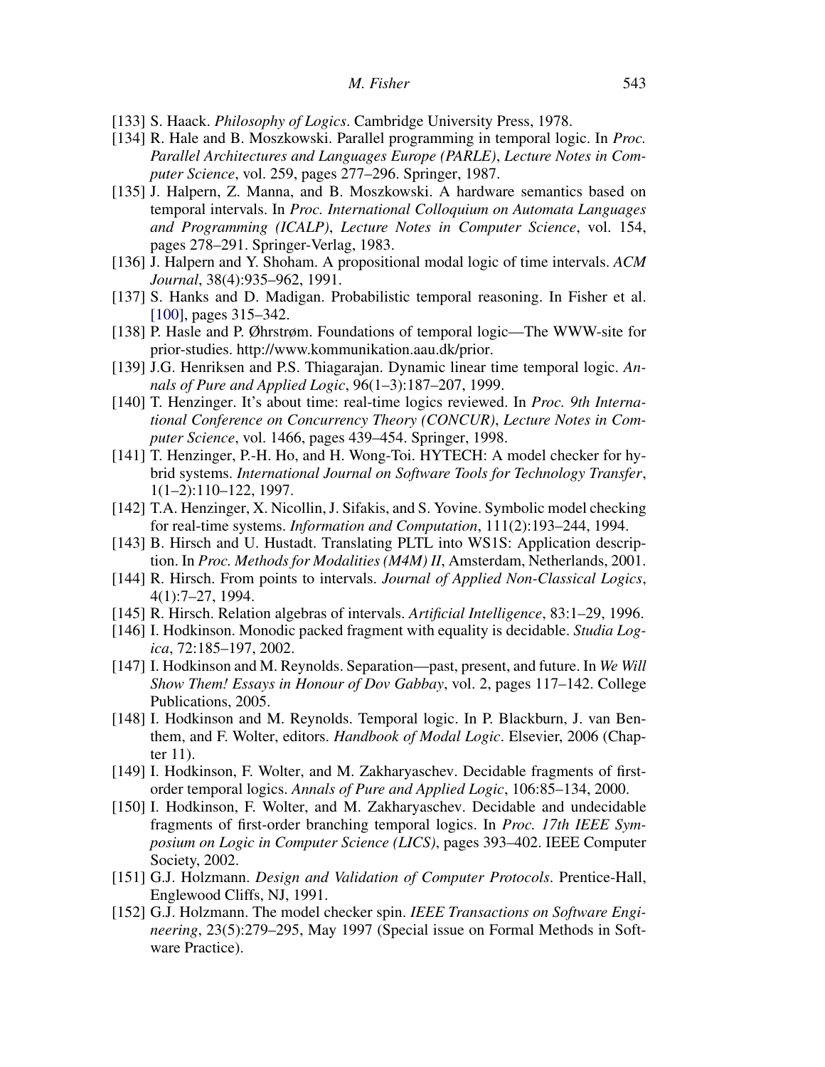[133] S. Haack. *Philosophy of Logics*. Cambridge University Press, 1978.

[134] R. Hale and B. Moszkowski. Parallel programming in temporal logic. In *Proc. Parallel Architectures and Languages Europe (PARLE)*, *Lecture Notes in Computer Science*, vol. 259, pages 277–296. Springer, 1987.

[135] J. Halpern, Z. Manna, and B. Moszkowski. A hardware semantics based on temporal intervals. In *Proc. International Colloquium on Automata Languages and Programming (ICALP)*, *Lecture Notes in Computer Science*, vol. 154, pages 278–291. Springer-Verlag, 1983.

[136] J. Halpern and Y. Shoham. A propositional modal logic of time intervals. *ACM Journal*, 38(4):935–962, 1991.

[137] S. Hanks and D. Madigan. Probabilistic temporal reasoning. In Fisher et al. [100], pages 315–342.

[138] P. Hasle and P. Øhrstrøm. Foundations of temporal logic—The WWW-site for prior-studies. http://www.kommunikation.aau.dk/prior.

[139] J.G. Henriksen and P.S. Thiagarajan. Dynamic linear time temporal logic. *Annals of Pure and Applied Logic*, 96(1–3):187–207, 1999.

[140] T. Henzinger. It's about time: real-time logics reviewed. In *Proc. 9th International Conference on Concurrency Theory (CONCUR)*, *Lecture Notes in Computer Science*, vol. 1466, pages 439–454. Springer, 1998.

[141] T. Henzinger, P.-H. Ho, and H. Wong-Toi. HYTECH: A model checker for hybrid systems. *International Journal on Software Tools for Technology Transfer*, 1(1–2):110–122, 1997.

[142] T.A. Henzinger, X. Nicollin, J. Sifakis, and S. Yovine. Symbolic model checking for real-time systems. *Information and Computation*, 111(2):193–244, 1994.

[143] B. Hirsch and U. Hustadt. Translating PLTL into WS1S: Application description. In *Proc. Methods for Modalities (M4M) II*, Amsterdam, Netherlands, 2001.

[144] R. Hirsch. From points to intervals. *Journal of Applied Non-Classical Logics*, 4(1):7–27, 1994.

[145] R. Hirsch. Relation algebras of intervals. *Artificial Intelligence*, 83:1–29, 1996.

[146] I. Hodkinson. Monodic packed fragment with equality is decidable. *Studia Logica*, 72:185–197, 2002.

[147] I. Hodkinson and M. Reynolds. Separation—past, present, and future. In *We Will Show Them! Essays in Honour of Dov Gabbay*, vol. 2, pages 117–142. College Publications, 2005.

[148] I. Hodkinson and M. Reynolds. Temporal logic. In P. Blackburn, J. van Benthem, and F. Wolter, editors. *Handbook of Modal Logic*. Elsevier, 2006 (Chapter 11).

[149] I. Hodkinson, F. Wolter, and M. Zakharyaschev. Decidable fragments of first-order temporal logics. *Annals of Pure and Applied Logic*, 106:85–134, 2000.

[150] I. Hodkinson, F. Wolter, and M. Zakharyaschev. Decidable and undecidable fragments of first-order branching temporal logics. In *Proc. 17th IEEE Symposium on Logic in Computer Science (LICS)*, pages 393–402. IEEE Computer Society, 2002.

[151] G.J. Holzmann. *Design and Validation of Computer Protocols*. Prentice-Hall, Englewood Cliffs, NJ, 1991.

[152] G.J. Holzmann. The model checker spin. *IEEE Transactions on Software Engineering*, 23(5):279–295, May 1997 (Special issue on Formal Methods in Software Practice).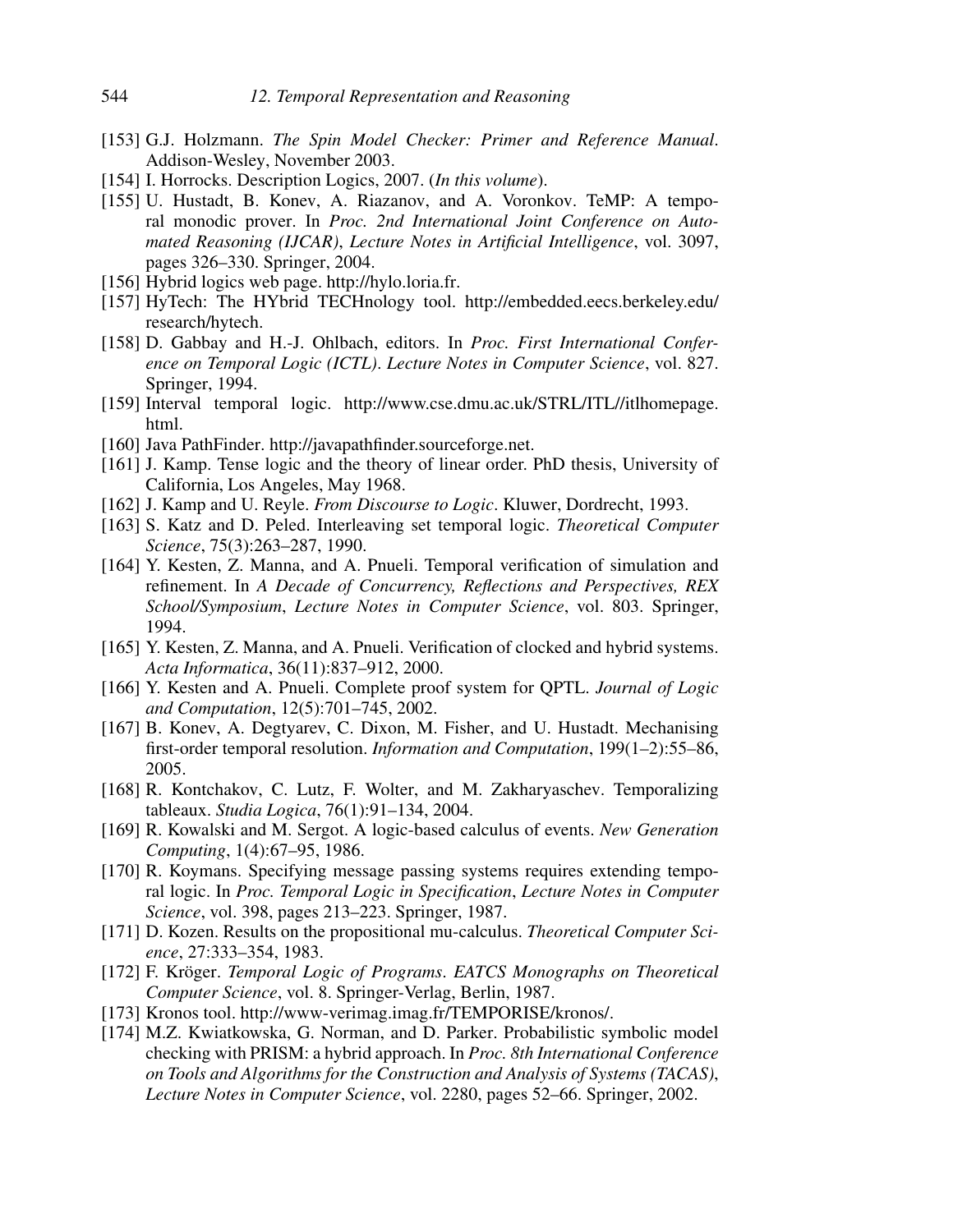[153] G.J. Holzmann. *The Spin Model Checker: Primer and Reference Manual*. Addison-Wesley, November 2003.

[154] I. Horrocks. Description Logics, 2007. (*In this volume*).

[155] U. Hustadt, B. Konev, A. Riazanov, and A. Voronkov. TeMP: A temporal monodic prover. In *Proc. 2nd International Joint Conference on Automated Reasoning (IJCAR)*, *Lecture Notes in Artificial Intelligence*, vol. 3097, pages 326–330. Springer, 2004.

[156] Hybrid logics web page. http://hylo.loria.fr.

[157] HyTech: The HYbrid TECHnology tool. http://embedded.eecs.berkeley.edu/research/hytech.

[158] D. Gabbay and H.-J. Ohlbach, editors. In *Proc. First International Conference on Temporal Logic (ICTL)*. *Lecture Notes in Computer Science*, vol. 827. Springer, 1994.

[159] Interval temporal logic. http://www.cse.dmu.ac.uk/STRL/ITL//itlhomepage.html.

[160] Java PathFinder. http://javapathfinder.sourceforge.net.

[161] J. Kamp. Tense logic and the theory of linear order. PhD thesis, University of California, Los Angeles, May 1968.

[162] J. Kamp and U. Reyle. *From Discourse to Logic*. Kluwer, Dordrecht, 1993.

[163] S. Katz and D. Peled. Interleaving set temporal logic. *Theoretical Computer Science*, 75(3):263–287, 1990.

[164] Y. Kesten, Z. Manna, and A. Pnueli. Temporal verification of simulation and refinement. In *A Decade of Concurrency, Reflections and Perspectives, REX School/Symposium*, *Lecture Notes in Computer Science*, vol. 803. Springer, 1994.

[165] Y. Kesten, Z. Manna, and A. Pnueli. Verification of clocked and hybrid systems. *Acta Informatica*, 36(11):837–912, 2000.

[166] Y. Kesten and A. Pnueli. Complete proof system for QPTL. *Journal of Logic and Computation*, 12(5):701–745, 2002.

[167] B. Konev, A. Degtyarev, C. Dixon, M. Fisher, and U. Hustadt. Mechanising first-order temporal resolution. *Information and Computation*, 199(1–2):55–86, 2005.

[168] R. Kontchakov, C. Lutz, F. Wolter, and M. Zakharyaschev. Temporalizing tableaux. *Studia Logica*, 76(1):91–134, 2004.

[169] R. Kowalski and M. Sergot. A logic-based calculus of events. *New Generation Computing*, 1(4):67–95, 1986.

[170] R. Koymans. Specifying message passing systems requires extending temporal logic. In *Proc. Temporal Logic in Specification*, *Lecture Notes in Computer Science*, vol. 398, pages 213–223. Springer, 1987.

[171] D. Kozen. Results on the propositional mu-calculus. *Theoretical Computer Science*, 27:333–354, 1983.

[172] F. Kröger. *Temporal Logic of Programs*. *EATCS Monographs on Theoretical Computer Science*, vol. 8. Springer-Verlag, Berlin, 1987.

[173] Kronos tool. http://www-verimag.imag.fr/TEMPORISE/kronos/.

[174] M.Z. Kwiatkowska, G. Norman, and D. Parker. Probabilistic symbolic model checking with PRISM: a hybrid approach. In *Proc. 8th International Conference on Tools and Algorithms for the Construction and Analysis of Systems (TACAS)*, *Lecture Notes in Computer Science*, vol. 2280, pages 52–66. Springer, 2002.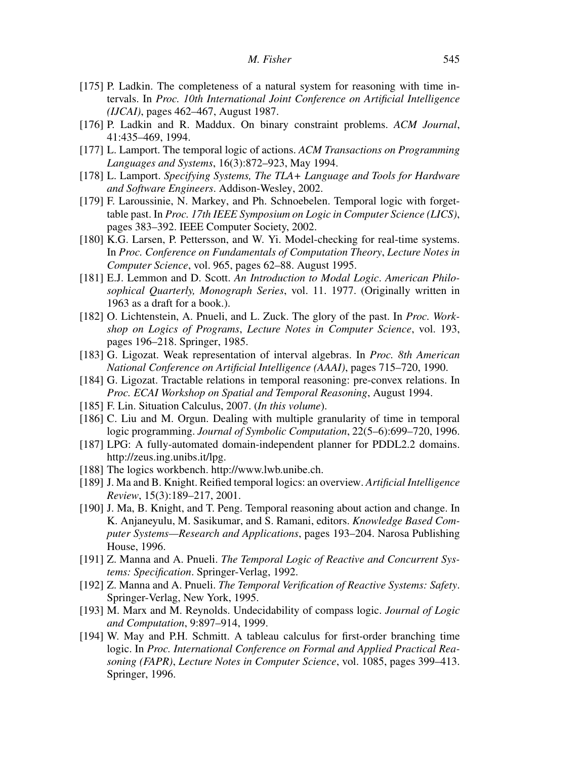[175] P. Ladkin. The completeness of a natural system for reasoning with time intervals. In *Proc. 10th International Joint Conference on Artificial Intelligence (IJCAI)*, pages 462–467, August 1987.

[176] P. Ladkin and R. Maddux. On binary constraint problems. *ACM Journal*, 41:435–469, 1994.

[177] L. Lamport. The temporal logic of actions. *ACM Transactions on Programming Languages and Systems*, 16(3):872–923, May 1994.

[178] L. Lamport. *Specifying Systems, The TLA+ Language and Tools for Hardware and Software Engineers*. Addison-Wesley, 2002.

[179] F. Laroussinie, N. Markey, and Ph. Schnoebelen. Temporal logic with forgettable past. In *Proc. 17th IEEE Symposium on Logic in Computer Science (LICS)*, pages 383–392. IEEE Computer Society, 2002.

[180] K.G. Larsen, P. Pettersson, and W. Yi. Model-checking for real-time systems. In *Proc. Conference on Fundamentals of Computation Theory*, *Lecture Notes in Computer Science*, vol. 965, pages 62–88. August 1995.

[181] E.J. Lemmon and D. Scott. *An Introduction to Modal Logic*. *American Philosophical Quarterly, Monograph Series*, vol. 11. 1977. (Originally written in 1963 as a draft for a book.).

[182] O. Lichtenstein, A. Pnueli, and L. Zuck. The glory of the past. In *Proc. Workshop on Logics of Programs*, *Lecture Notes in Computer Science*, vol. 193, pages 196–218. Springer, 1985.

[183] G. Ligozat. Weak representation of interval algebras. In *Proc. 8th American National Conference on Artificial Intelligence (AAAI)*, pages 715–720, 1990.

[184] G. Ligozat. Tractable relations in temporal reasoning: pre-convex relations. In *Proc. ECAI Workshop on Spatial and Temporal Reasoning*, August 1994.

[185] F. Lin. Situation Calculus, 2007. (*In this volume*).

[186] C. Liu and M. Orgun. Dealing with multiple granularity of time in temporal logic programming. *Journal of Symbolic Computation*, 22(5–6):699–720, 1996.

[187] LPG: A fully-automated domain-independent planner for PDDL2.2 domains. http://zeus.ing.unibs.it/lpg.

[188] The logics workbench. http://www.lwb.unibe.ch.

[189] J. Ma and B. Knight. Reified temporal logics: an overview. *Artificial Intelligence Review*, 15(3):189–217, 2001.

[190] J. Ma, B. Knight, and T. Peng. Temporal reasoning about action and change. In K. Anjaneyulu, M. Sasikumar, and S. Ramani, editors. *Knowledge Based Computer Systems—Research and Applications*, pages 193–204. Narosa Publishing House, 1996.

[191] Z. Manna and A. Pnueli. *The Temporal Logic of Reactive and Concurrent Systems: Specification*. Springer-Verlag, 1992.

[192] Z. Manna and A. Pnueli. *The Temporal Verification of Reactive Systems: Safety*. Springer-Verlag, New York, 1995.

[193] M. Marx and M. Reynolds. Undecidability of compass logic. *Journal of Logic and Computation*, 9:897–914, 1999.

[194] W. May and P.H. Schmitt. A tableau calculus for first-order branching time logic. In *Proc. International Conference on Formal and Applied Practical Reasoning (FAPR)*, *Lecture Notes in Computer Science*, vol. 1085, pages 399–413. Springer, 1996.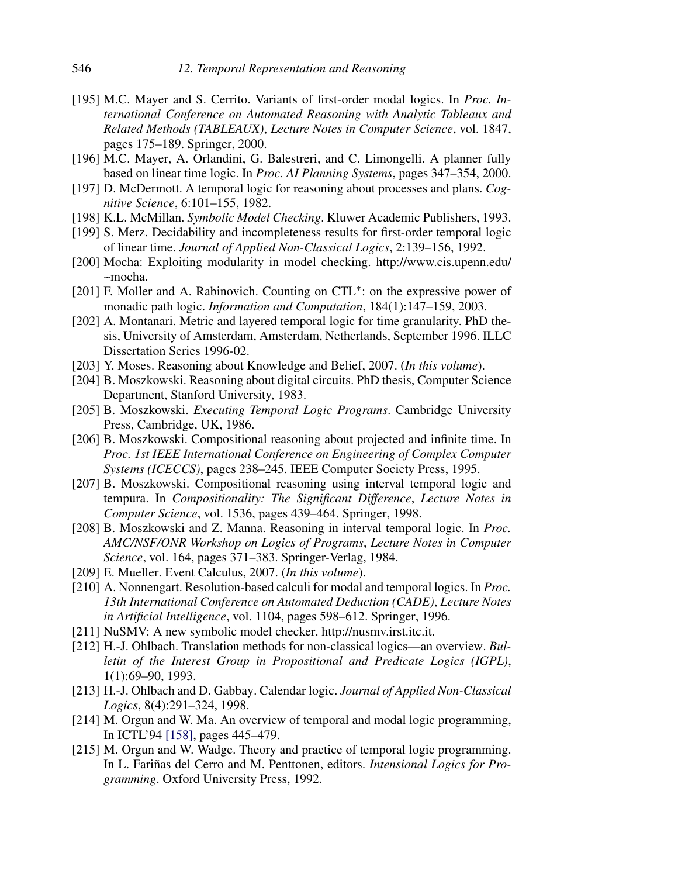[195] M.C. Mayer and S. Cerrito. Variants of first-order modal logics. In *Proc. International Conference on Automated Reasoning with Analytic Tableaux and Related Methods (TABLEAUX)*, *Lecture Notes in Computer Science*, vol. 1847, pages 175–189. Springer, 2000.

[196] M.C. Mayer, A. Orlandini, G. Balestreri, and C. Limongelli. A planner fully based on linear time logic. In *Proc. AI Planning Systems*, pages 347–354, 2000.

[197] D. McDermott. A temporal logic for reasoning about processes and plans. *Cognitive Science*, 6:101–155, 1982.

[198] K.L. McMillan. *Symbolic Model Checking*. Kluwer Academic Publishers, 1993.

[199] S. Merz. Decidability and incompleteness results for first-order temporal logic of linear time. *Journal of Applied Non-Classical Logics*, 2:139–156, 1992.

[200] Mocha: Exploiting modularity in model checking. http://www.cis.upenn.edu/~mocha.

[201] F. Moller and A. Rabinovich. Counting on CTL*: on the expressive power of monadic path logic. *Information and Computation*, 184(1):147–159, 2003.

[202] A. Montanari. Metric and layered temporal logic for time granularity. PhD thesis, University of Amsterdam, Amsterdam, Netherlands, September 1996. ILLC Dissertation Series 1996-02.

[203] Y. Moses. Reasoning about Knowledge and Belief, 2007. (*In this volume*).

[204] B. Moszkowski. Reasoning about digital circuits. PhD thesis, Computer Science Department, Stanford University, 1983.

[205] B. Moszkowski. *Executing Temporal Logic Programs*. Cambridge University Press, Cambridge, UK, 1986.

[206] B. Moszkowski. Compositional reasoning about projected and infinite time. In *Proc. 1st IEEE International Conference on Engineering of Complex Computer Systems (ICECCS)*, pages 238–245. IEEE Computer Society Press, 1995.

[207] B. Moszkowski. Compositional reasoning using interval temporal logic and tempura. In *Compositionality: The Significant Difference*, *Lecture Notes in Computer Science*, vol. 1536, pages 439–464. Springer, 1998.

[208] B. Moszkowski and Z. Manna. Reasoning in interval temporal logic. In *Proc. AMC/NSF/ONR Workshop on Logics of Programs*, *Lecture Notes in Computer Science*, vol. 164, pages 371–383. Springer-Verlag, 1984.

[209] E. Mueller. Event Calculus, 2007. (*In this volume*).

[210] A. Nonnengart. Resolution-based calculi for modal and temporal logics. In *Proc. 13th International Conference on Automated Deduction (CADE)*, *Lecture Notes in Artificial Intelligence*, vol. 1104, pages 598–612. Springer, 1996.

[211] NuSMV: A new symbolic model checker. http://nusmv.irst.itc.it.

[212] H.-J. Ohlbach. Translation methods for non-classical logics—an overview. *Bulletin of the Interest Group in Propositional and Predicate Logics (IGPL)*, 1(1):69–90, 1993.

[213] H.-J. Ohlbach and D. Gabbay. Calendar logic. *Journal of Applied Non-Classical Logics*, 8(4):291–324, 1998.

[214] M. Orgun and W. Ma. An overview of temporal and modal logic programming, In ICTL'94 [158], pages 445–479.

[215] M. Orgun and W. Wadge. Theory and practice of temporal logic programming. In L. Fariñas del Cerro and M. Penttonen, editors. *Intensional Logics for Programming*. Oxford University Press, 1992.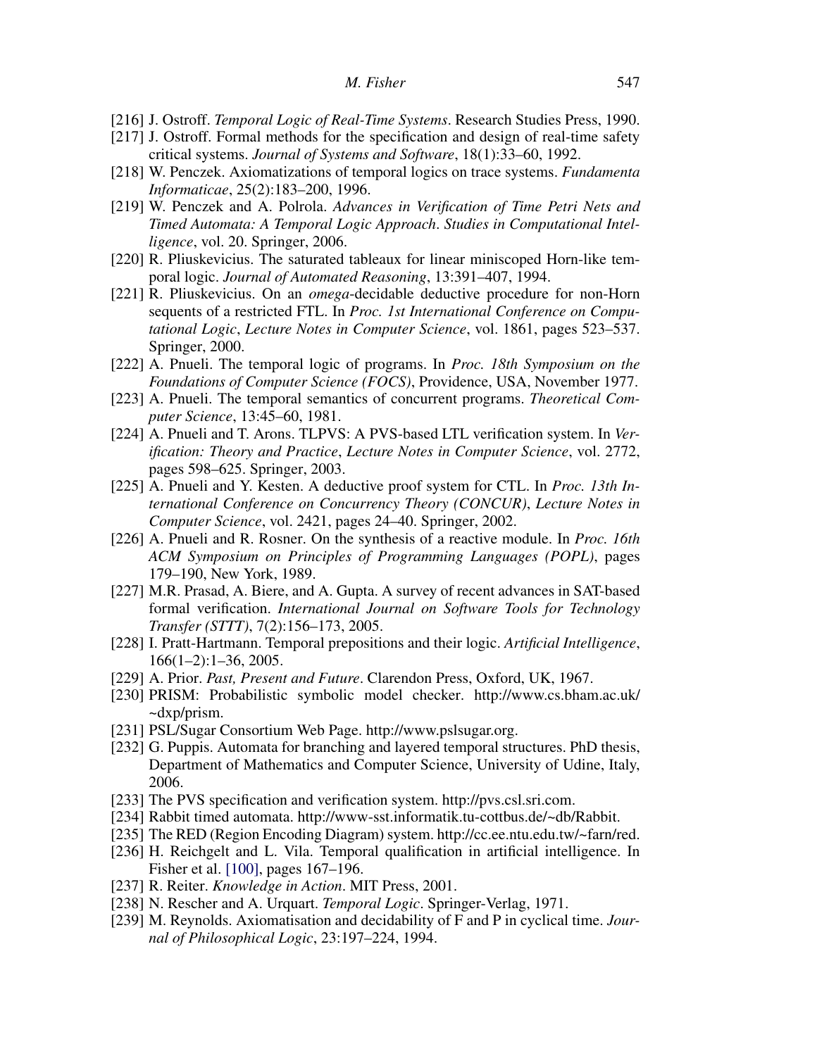[216] J. Ostroff. *Temporal Logic of Real-Time Systems*. Research Studies Press, 1990.

[217] J. Ostroff. Formal methods for the specification and design of real-time safety critical systems. *Journal of Systems and Software*, 18(1):33–60, 1992.

[218] W. Penczek. Axiomatizations of temporal logics on trace systems. *Fundamenta Informaticae*, 25(2):183–200, 1996.

[219] W. Penczek and A. Polrola. *Advances in Verification of Time Petri Nets and Timed Automata: A Temporal Logic Approach*. *Studies in Computational Intelligence*, vol. 20. Springer, 2006.

[220] R. Pliuskevicius. The saturated tableaux for linear miniscoped Horn-like temporal logic. *Journal of Automated Reasoning*, 13:391–407, 1994.

[221] R. Pliuskevicius. On an *omega*-decidable deductive procedure for non-Horn sequents of a restricted FTL. In *Proc. 1st International Conference on Computational Logic*, *Lecture Notes in Computer Science*, vol. 1861, pages 523–537. Springer, 2000.

[222] A. Pnueli. The temporal logic of programs. In *Proc. 18th Symposium on the Foundations of Computer Science (FOCS)*, Providence, USA, November 1977.

[223] A. Pnueli. The temporal semantics of concurrent programs. *Theoretical Computer Science*, 13:45–60, 1981.

[224] A. Pnueli and T. Arons. TLPVS: A PVS-based LTL verification system. In *Verification: Theory and Practice*, *Lecture Notes in Computer Science*, vol. 2772, pages 598–625. Springer, 2003.

[225] A. Pnueli and Y. Kesten. A deductive proof system for CTL. In *Proc. 13th International Conference on Concurrency Theory (CONCUR)*, *Lecture Notes in Computer Science*, vol. 2421, pages 24–40. Springer, 2002.

[226] A. Pnueli and R. Rosner. On the synthesis of a reactive module. In *Proc. 16th ACM Symposium on Principles of Programming Languages (POPL)*, pages 179–190, New York, 1989.

[227] M.R. Prasad, A. Biere, and A. Gupta. A survey of recent advances in SAT-based formal verification. *International Journal on Software Tools for Technology Transfer (STTT)*, 7(2):156–173, 2005.

[228] I. Pratt-Hartmann. Temporal prepositions and their logic. *Artificial Intelligence*, 166(1–2):1–36, 2005.

[229] A. Prior. *Past, Present and Future*. Clarendon Press, Oxford, UK, 1967.

[230] PRISM: Probabilistic symbolic model checker. http://www.cs.bham.ac.uk/~dxp/prism.

[231] PSL/Sugar Consortium Web Page. http://www.pslsugar.org.

[232] G. Puppis. Automata for branching and layered temporal structures. PhD thesis, Department of Mathematics and Computer Science, University of Udine, Italy, 2006.

[233] The PVS specification and verification system. http://pvs.csl.sri.com.

[234] Rabbit timed automata. http://www-sst.informatik.tu-cottbus.de/~db/Rabbit.

[235] The RED (Region Encoding Diagram) system. http://cc.ee.ntu.edu.tw/~farn/red.

[236] H. Reichgelt and L. Vila. Temporal qualification in artificial intelligence. In Fisher et al. [100], pages 167–196.

[237] R. Reiter. *Knowledge in Action*. MIT Press, 2001.

[238] N. Rescher and A. Urquart. *Temporal Logic*. Springer-Verlag, 1971.

[239] M. Reynolds. Axiomatisation and decidability of F and P in cyclical time. *Journal of Philosophical Logic*, 23:197–224, 1994.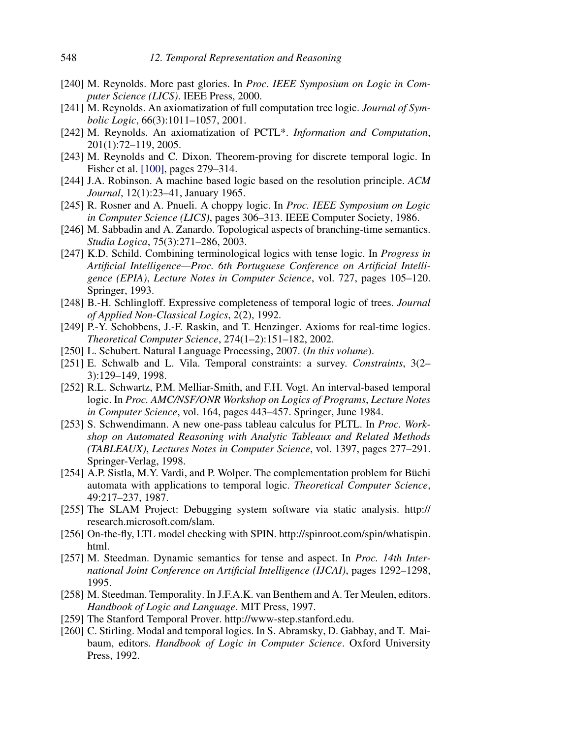[240] M. Reynolds. More past glories. In *Proc. IEEE Symposium on Logic in Computer Science (LICS)*. IEEE Press, 2000.

[241] M. Reynolds. An axiomatization of full computation tree logic. *Journal of Symbolic Logic*, 66(3):1011–1057, 2001.

[242] M. Reynolds. An axiomatization of PCTL*. *Information and Computation*, 201(1):72–119, 2005.

[243] M. Reynolds and C. Dixon. Theorem-proving for discrete temporal logic. In Fisher et al. [100], pages 279–314.

[244] J.A. Robinson. A machine based logic based on the resolution principle. *ACM Journal*, 12(1):23–41, January 1965.

[245] R. Rosner and A. Pnueli. A choppy logic. In *Proc. IEEE Symposium on Logic in Computer Science (LICS)*, pages 306–313. IEEE Computer Society, 1986.

[246] M. Sabbadin and A. Zanardo. Topological aspects of branching-time semantics. *Studia Logica*, 75(3):271–286, 2003.

[247] K.D. Schild. Combining terminological logics with tense logic. In *Progress in Artificial Intelligence—Proc. 6th Portuguese Conference on Artificial Intelligence (EPIA)*, *Lecture Notes in Computer Science*, vol. 727, pages 105–120. Springer, 1993.

[248] B.-H. Schlingloff. Expressive completeness of temporal logic of trees. *Journal of Applied Non-Classical Logics*, 2(2), 1992.

[249] P.-Y. Schobbens, J.-F. Raskin, and T. Henzinger. Axioms for real-time logics. *Theoretical Computer Science*, 274(1–2):151–182, 2002.

[250] L. Schubert. Natural Language Processing, 2007. (*In this volume*).

[251] E. Schwalb and L. Vila. Temporal constraints: a survey. *Constraints*, 3(2–3):129–149, 1998.

[252] R.L. Schwartz, P.M. Melliar-Smith, and F.H. Vogt. An interval-based temporal logic. In *Proc. AMC/NSF/ONR Workshop on Logics of Programs*, *Lecture Notes in Computer Science*, vol. 164, pages 443–457. Springer, June 1984.

[253] S. Schwendimann. A new one-pass tableau calculus for PLTL. In *Proc. Workshop on Automated Reasoning with Analytic Tableaux and Related Methods (TABLEAUX)*, *Lectures Notes in Computer Science*, vol. 1397, pages 277–291. Springer-Verlag, 1998.

[254] A.P. Sistla, M.Y. Vardi, and P. Wolper. The complementation problem for Büchi automata with applications to temporal logic. *Theoretical Computer Science*, 49:217–237, 1987.

[255] The SLAM Project: Debugging system software via static analysis. http://research.microsoft.com/slam.

[256] On-the-fly, LTL model checking with SPIN. http://spinroot.com/spin/whatispin.html.

[257] M. Steedman. Dynamic semantics for tense and aspect. In *Proc. 14th International Joint Conference on Artificial Intelligence (IJCAI)*, pages 1292–1298, 1995.

[258] M. Steedman. Temporality. In J.F.A.K. van Benthem and A. Ter Meulen, editors. *Handbook of Logic and Language*. MIT Press, 1997.

[259] The Stanford Temporal Prover. http://www-step.stanford.edu.

[260] C. Stirling. Modal and temporal logics. In S. Abramsky, D. Gabbay, and T. Maibaum, editors. *Handbook of Logic in Computer Science*. Oxford University Press, 1992.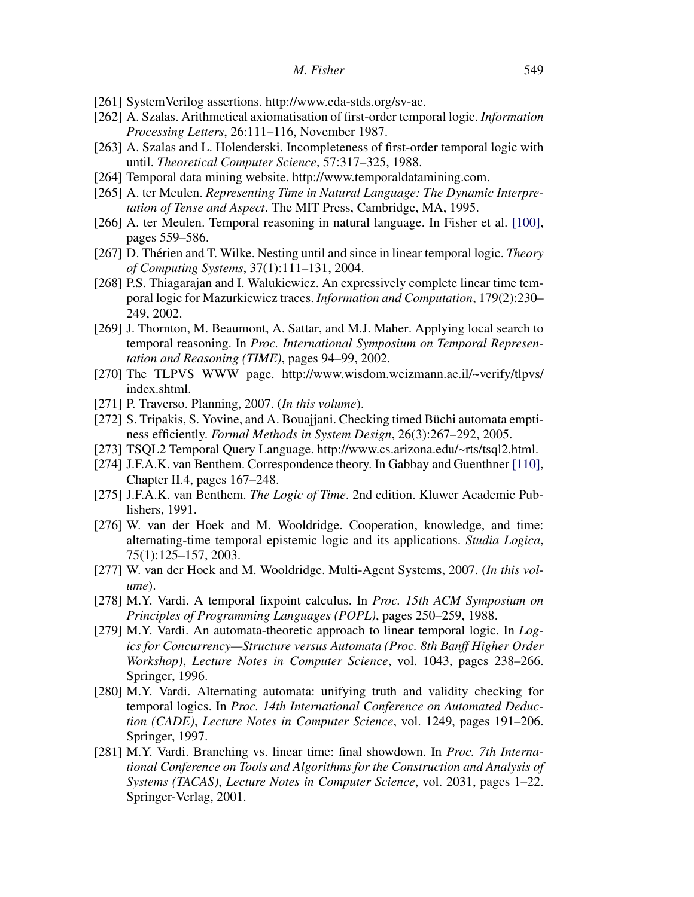[261] SystemVerilog assertions. http://www.eda-stds.org/sv-ac.

[262] A. Szalas. Arithmetical axiomatisation of first-order temporal logic. *Information Processing Letters*, 26:111–116, November 1987.

[263] A. Szalas and L. Holenderski. Incompleteness of first-order temporal logic with until. *Theoretical Computer Science*, 57:317–325, 1988.

[264] Temporal data mining website. http://www.temporaldatamining.com.

[265] A. ter Meulen. *Representing Time in Natural Language: The Dynamic Interpretation of Tense and Aspect*. The MIT Press, Cambridge, MA, 1995.

[266] A. ter Meulen. Temporal reasoning in natural language. In Fisher et al. [100], pages 559–586.

[267] D. Thérien and T. Wilke. Nesting until and since in linear temporal logic. *Theory of Computing Systems*, 37(1):111–131, 2004.

[268] P.S. Thiagarajan and I. Walukiewicz. An expressively complete linear time temporal logic for Mazurkiewicz traces. *Information and Computation*, 179(2):230–249, 2002.

[269] J. Thornton, M. Beaumont, A. Sattar, and M.J. Maher. Applying local search to temporal reasoning. In *Proc. International Symposium on Temporal Representation and Reasoning (TIME)*, pages 94–99, 2002.

[270] The TLPVS WWW page. http://www.wisdom.weizmann.ac.il/~verify/tlpvs/index.shtml.

[271] P. Traverso. Planning, 2007. (*In this volume*).

[272] S. Tripakis, S. Yovine, and A. Bouajjani. Checking timed Büchi automata emptiness efficiently. *Formal Methods in System Design*, 26(3):267–292, 2005.

[273] TSQL2 Temporal Query Language. http://www.cs.arizona.edu/~rts/tsql2.html.

[274] J.F.A.K. van Benthem. Correspondence theory. In Gabbay and Guenthner [110], Chapter II.4, pages 167–248.

[275] J.F.A.K. van Benthem. *The Logic of Time*. 2nd edition. Kluwer Academic Publishers, 1991.

[276] W. van der Hoek and M. Wooldridge. Cooperation, knowledge, and time: alternating-time temporal epistemic logic and its applications. *Studia Logica*, 75(1):125–157, 2003.

[277] W. van der Hoek and M. Wooldridge. Multi-Agent Systems, 2007. (*In this volume*).

[278] M.Y. Vardi. A temporal fixpoint calculus. In *Proc. 15th ACM Symposium on Principles of Programming Languages (POPL)*, pages 250–259, 1988.

[279] M.Y. Vardi. An automata-theoretic approach to linear temporal logic. In *Logics for Concurrency—Structure versus Automata (Proc. 8th Banff Higher Order Workshop)*, *Lecture Notes in Computer Science*, vol. 1043, pages 238–266. Springer, 1996.

[280] M.Y. Vardi. Alternating automata: unifying truth and validity checking for temporal logics. In *Proc. 14th International Conference on Automated Deduction (CADE)*, *Lecture Notes in Computer Science*, vol. 1249, pages 191–206. Springer, 1997.

[281] M.Y. Vardi. Branching vs. linear time: final showdown. In *Proc. 7th International Conference on Tools and Algorithms for the Construction and Analysis of Systems (TACAS)*, *Lecture Notes in Computer Science*, vol. 2031, pages 1–22. Springer-Verlag, 2001.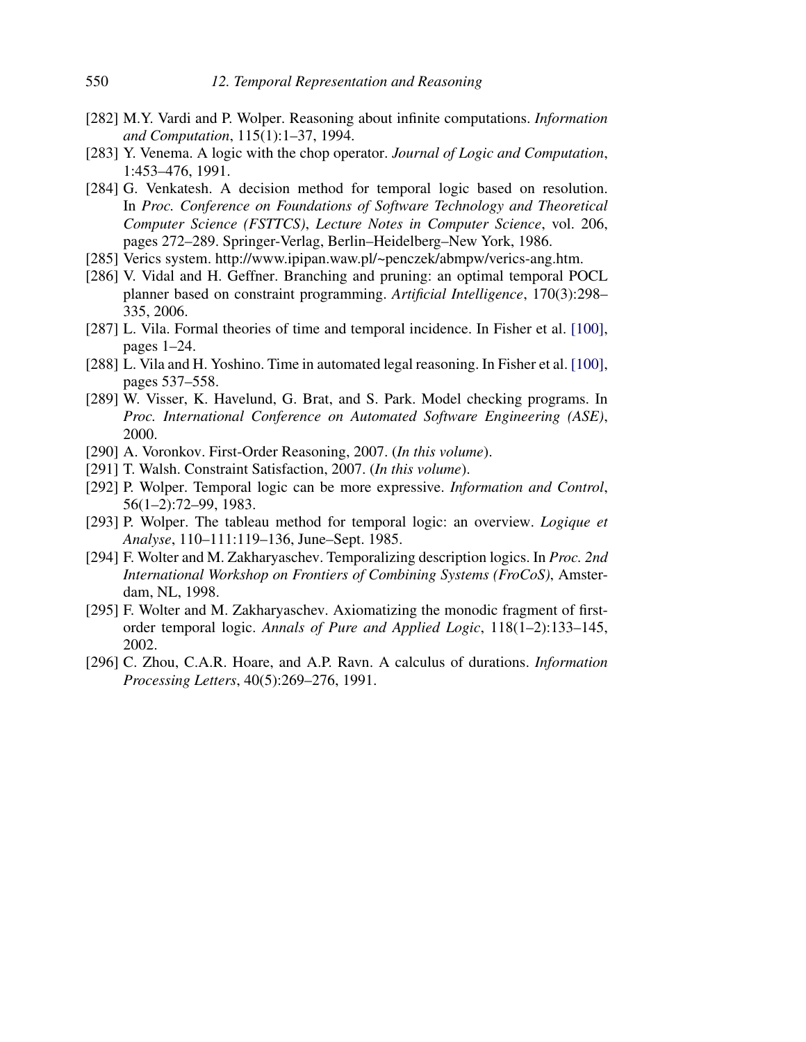[282] M.Y. Vardi and P. Wolper. Reasoning about infinite computations. *Information and Computation*, 115(1):1–37, 1994.

[283] Y. Venema. A logic with the chop operator. *Journal of Logic and Computation*, 1:453–476, 1991.

[284] G. Venkatesh. A decision method for temporal logic based on resolution. In *Proc. Conference on Foundations of Software Technology and Theoretical Computer Science (FSTTCS)*, *Lecture Notes in Computer Science*, vol. 206, pages 272–289. Springer-Verlag, Berlin–Heidelberg–New York, 1986.

[285] Verics system. http://www.ipipan.waw.pl/~penczek/abmpw/verics-ang.htm.

[286] V. Vidal and H. Geffner. Branching and pruning: an optimal temporal POCL planner based on constraint programming. *Artificial Intelligence*, 170(3):298–335, 2006.

[287] L. Vila. Formal theories of time and temporal incidence. In Fisher et al. [100], pages 1–24.

[288] L. Vila and H. Yoshino. Time in automated legal reasoning. In Fisher et al. [100], pages 537–558.

[289] W. Visser, K. Havelund, G. Brat, and S. Park. Model checking programs. In *Proc. International Conference on Automated Software Engineering (ASE)*, 2000.

[290] A. Voronkov. First-Order Reasoning, 2007. (*In this volume*).

[291] T. Walsh. Constraint Satisfaction, 2007. (*In this volume*).

[292] P. Wolper. Temporal logic can be more expressive. *Information and Control*, 56(1–2):72–99, 1983.

[293] P. Wolper. The tableau method for temporal logic: an overview. *Logique et Analyse*, 110–111:119–136, June–Sept. 1985.

[294] F. Wolter and M. Zakharyaschev. Temporalizing description logics. In *Proc. 2nd International Workshop on Frontiers of Combining Systems (FroCoS)*, Amsterdam, NL, 1998.

[295] F. Wolter and M. Zakharyaschev. Axiomatizing the monodic fragment of first-order temporal logic. *Annals of Pure and Applied Logic*, 118(1–2):133–145, 2002.

[296] C. Zhou, C.A.R. Hoare, and A.P. Ravn. A calculus of durations. *Information Processing Letters*, 40(5):269–276, 1991.